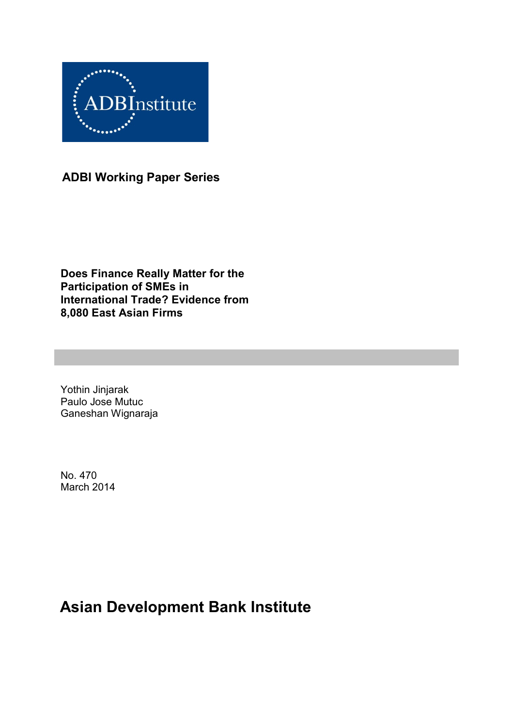ADBInstitute

**ADBI Working Paper Series**

# Does Finance Really Matter for the Participation of SMEs in International Trade? Evidence from 8,080 East Asian Firms

Yothin Jinjarak
Paulo Jose Mutuc
Ganeshan Wignaraja

No. 470
March 2014

**Asian Development Bank Institute**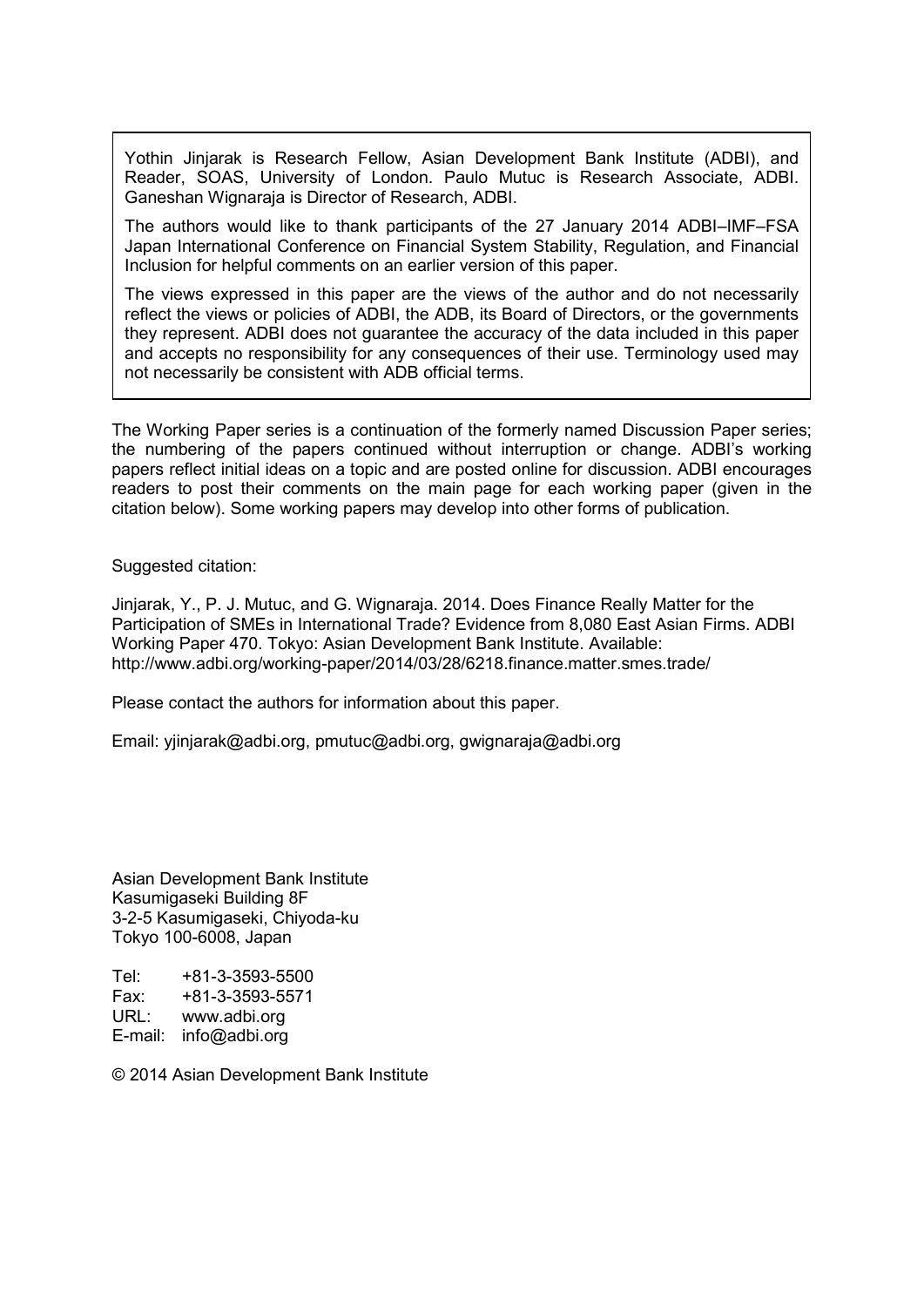Yothin Jinjarak is Research Fellow, Asian Development Bank Institute (ADBI), and Reader, SOAS, University of London. Paulo Mutuc is Research Associate, ADBI. Ganeshan Wignaraja is Director of Research, ADBI.

The authors would like to thank participants of the 27 January 2014 ADBI–IMF–FSA Japan International Conference on Financial System Stability, Regulation, and Financial Inclusion for helpful comments on an earlier version of this paper.

The views expressed in this paper are the views of the author and do not necessarily reflect the views or policies of ADBI, the ADB, its Board of Directors, or the governments they represent. ADBI does not guarantee the accuracy of the data included in this paper and accepts no responsibility for any consequences of their use. Terminology used may not necessarily be consistent with ADB official terms.

The Working Paper series is a continuation of the formerly named Discussion Paper series; the numbering of the papers continued without interruption or change. ADBI's working papers reflect initial ideas on a topic and are posted online for discussion. ADBI encourages readers to post their comments on the main page for each working paper (given in the citation below). Some working papers may develop into other forms of publication.

Suggested citation:

Jinjarak, Y., P. J. Mutuc, and G. Wignaraja. 2014. Does Finance Really Matter for the Participation of SMEs in International Trade? Evidence from 8,080 East Asian Firms. ADBI Working Paper 470. Tokyo: Asian Development Bank Institute. Available: http://www.adbi.org/working-paper/2014/03/28/6218.finance.matter.smes.trade/

Please contact the authors for information about this paper.

Email: yjinjarak@adbi.org, pmutuc@adbi.org, gwignaraja@adbi.org

Asian Development Bank Institute
Kasumigaseki Building 8F
3-2-5 Kasumigaseki, Chiyoda-ku
Tokyo 100-6008, Japan

Tel: +81-3-3593-5500
Fax: +81-3-3593-5571
URL: www.adbi.org
E-mail: info@adbi.org

© 2014 Asian Development Bank Institute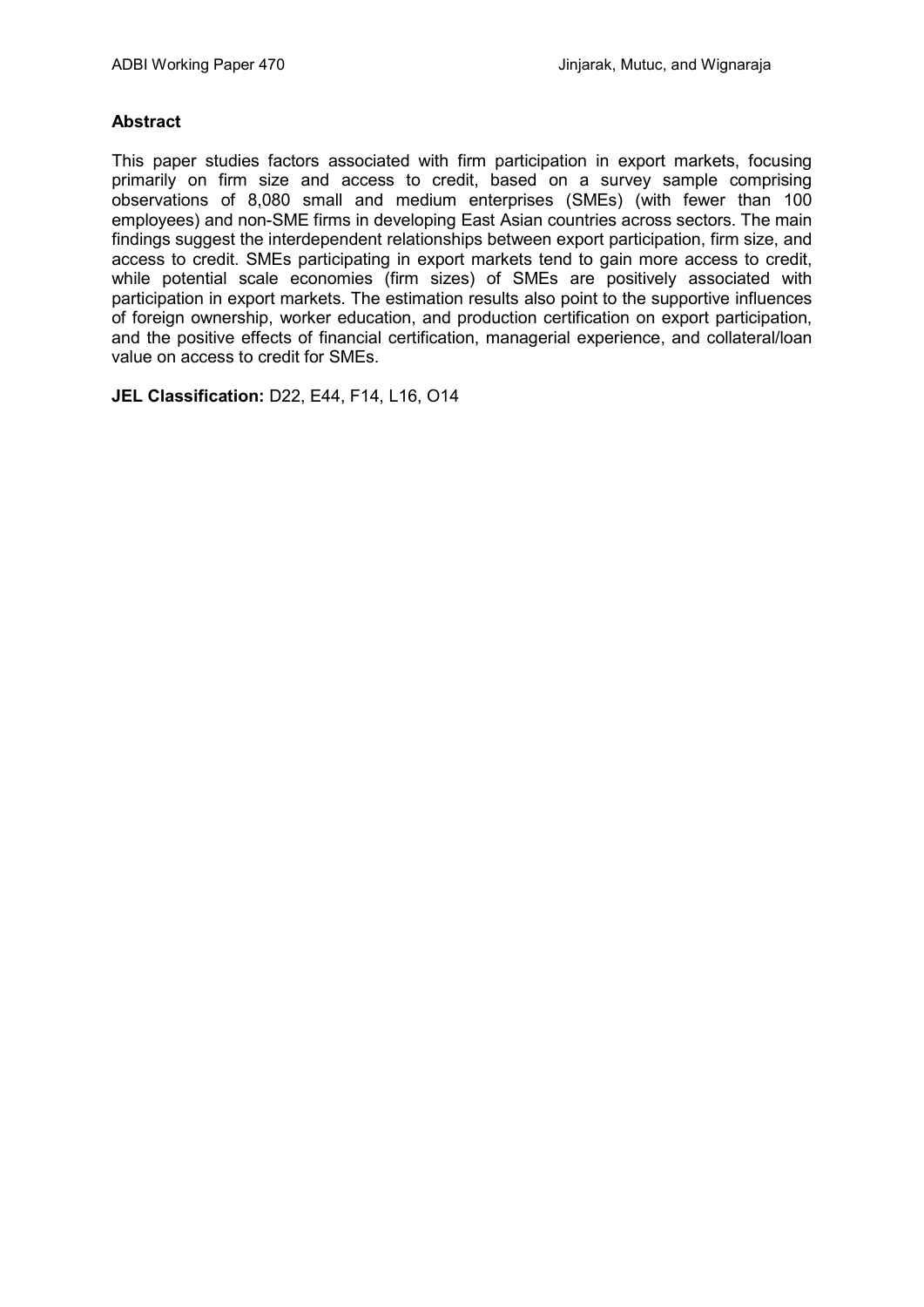**Abstract**

This paper studies factors associated with firm participation in export markets, focusing primarily on firm size and access to credit, based on a survey sample comprising observations of 8,080 small and medium enterprises (SMEs) (with fewer than 100 employees) and non-SME firms in developing East Asian countries across sectors. The main findings suggest the interdependent relationships between export participation, firm size, and access to credit. SMEs participating in export markets tend to gain more access to credit, while potential scale economies (firm sizes) of SMEs are positively associated with participation in export markets. The estimation results also point to the supportive influences of foreign ownership, worker education, and production certification on export participation, and the positive effects of financial certification, managerial experience, and collateral/loan value on access to credit for SMEs.

**JEL Classification:** D22, E44, F14, L16, O14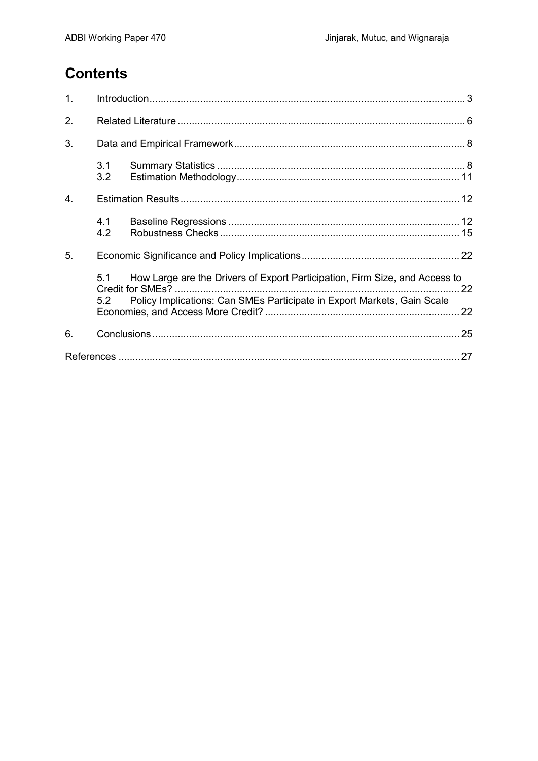# Contents

1. Introduction ... 3
2. Related Literature ... 6
3. Data and Empirical Framework ... 8
   - 3.1 Summary Statistics ... 8
   - 3.2 Estimation Methodology ... 11
4. Estimation Results ... 12
   - 4.1 Baseline Regressions ... 12
   - 4.2 Robustness Checks ... 15
5. Economic Significance and Policy Implications ... 22
   - 5.1 How Large are the Drivers of Export Participation, Firm Size, and Access to Credit for SMEs? ... 22
   - 5.2 Policy Implications: Can SMEs Participate in Export Markets, Gain Scale Economies, and Access More Credit? ... 22
6. Conclusions ... 25

References ... 27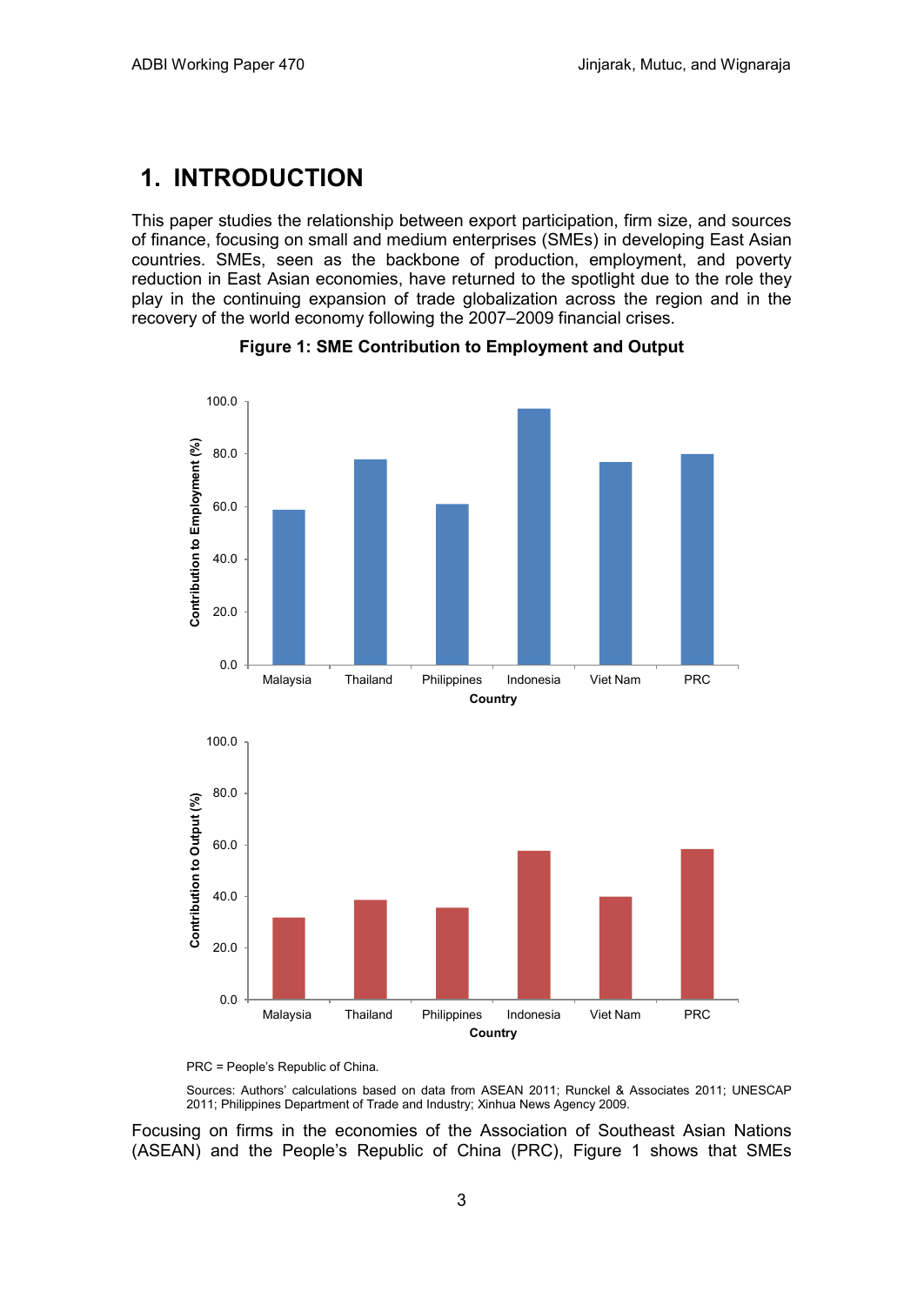## 1. INTRODUCTION

This paper studies the relationship between export participation, firm size, and sources of finance, focusing on small and medium enterprises (SMEs) in developing East Asian countries. SMEs, seen as the backbone of production, employment, and poverty reduction in East Asian economies, have returned to the spotlight due to the role they play in the continuing expansion of trade globalization across the region and in the recovery of the world economy following the 2007–2009 financial crises.

**Figure 1: SME Contribution to Employment and Output**

PRC = People's Republic of China.

Sources: Authors' calculations based on data from ASEAN 2011; Runckel & Associates 2011; UNESCAP 2011; Philippines Department of Trade and Industry; Xinhua News Agency 2009.

Focusing on firms in the economies of the Association of Southeast Asian Nations (ASEAN) and the People's Republic of China (PRC), Figure 1 shows that SMEs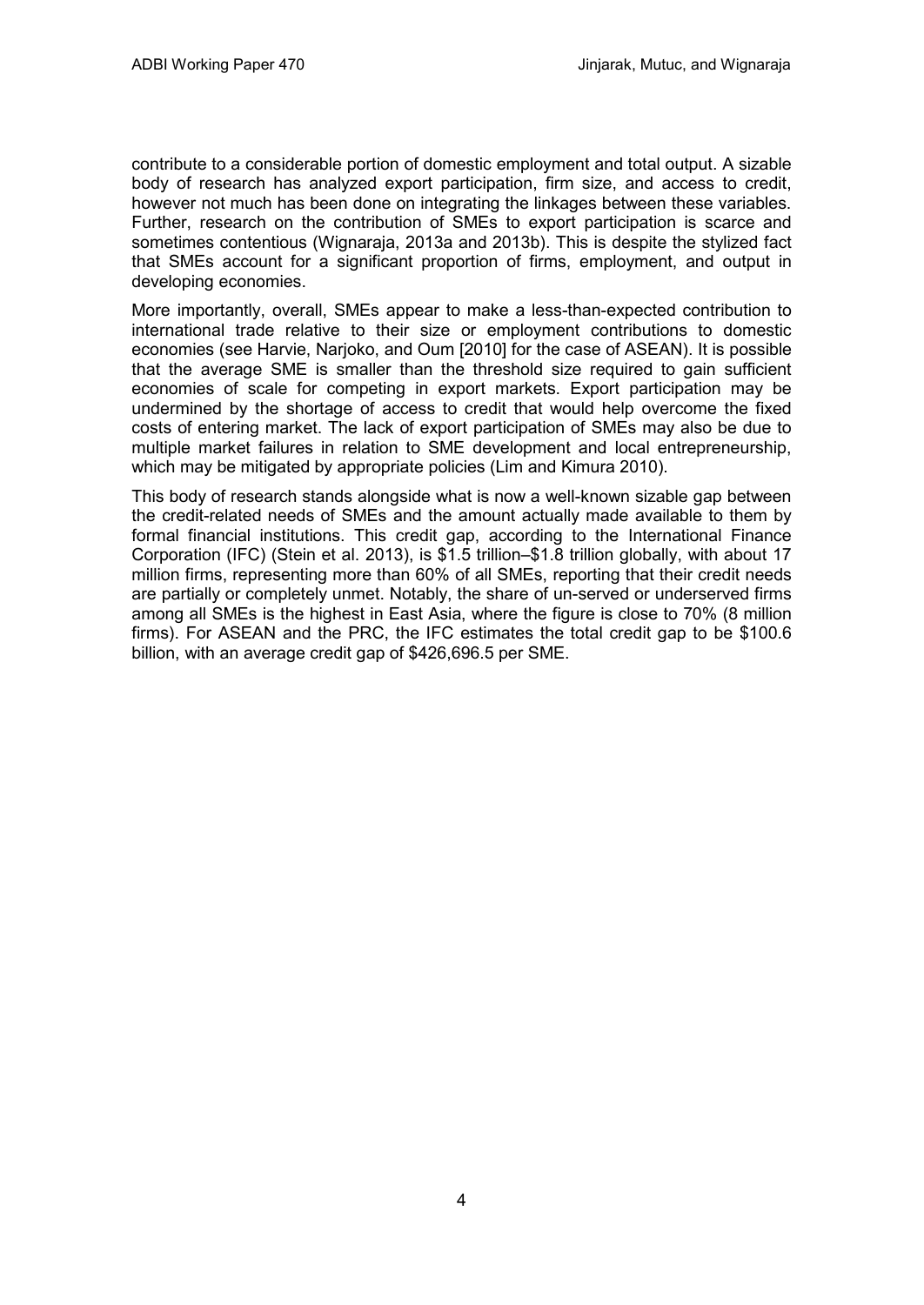contribute to a considerable portion of domestic employment and total output. A sizable body of research has analyzed export participation, firm size, and access to credit, however not much has been done on integrating the linkages between these variables. Further, research on the contribution of SMEs to export participation is scarce and sometimes contentious (Wignaraja, 2013a and 2013b). This is despite the stylized fact that SMEs account for a significant proportion of firms, employment, and output in developing economies.

More importantly, overall, SMEs appear to make a less-than-expected contribution to international trade relative to their size or employment contributions to domestic economies (see Harvie, Narjoko, and Oum [2010] for the case of ASEAN). It is possible that the average SME is smaller than the threshold size required to gain sufficient economies of scale for competing in export markets. Export participation may be undermined by the shortage of access to credit that would help overcome the fixed costs of entering market. The lack of export participation of SMEs may also be due to multiple market failures in relation to SME development and local entrepreneurship, which may be mitigated by appropriate policies (Lim and Kimura 2010).

This body of research stands alongside what is now a well-known sizable gap between the credit-related needs of SMEs and the amount actually made available to them by formal financial institutions. This credit gap, according to the International Finance Corporation (IFC) (Stein et al. 2013), is $1.5 trillion–$1.8 trillion globally, with about 17 million firms, representing more than 60% of all SMEs, reporting that their credit needs are partially or completely unmet. Notably, the share of un-served or underserved firms among all SMEs is the highest in East Asia, where the figure is close to 70% (8 million firms). For ASEAN and the PRC, the IFC estimates the total credit gap to be $100.6 billion, with an average credit gap of $426,696.5 per SME.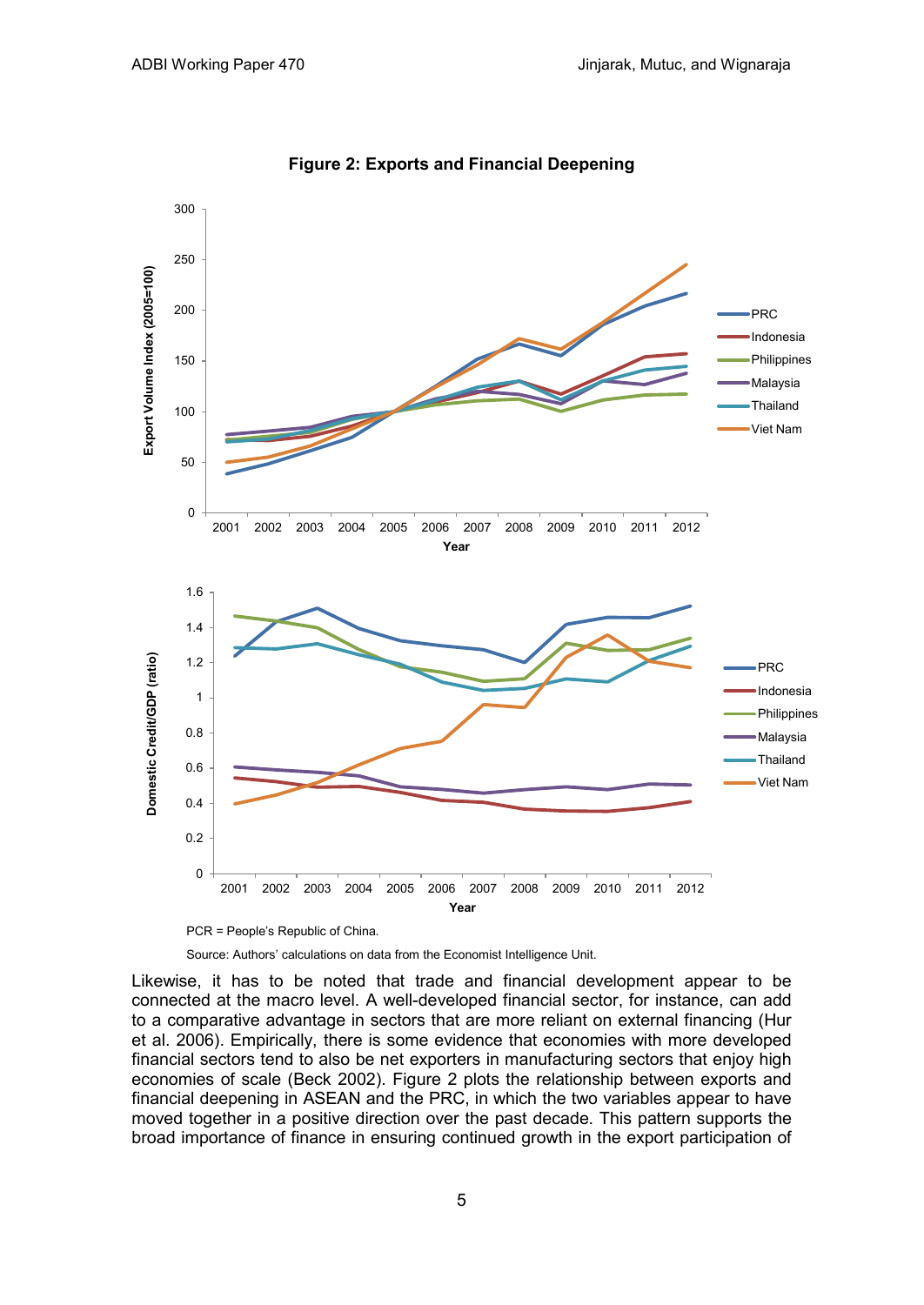**Figure 2: Exports and Financial Deepening**

PCR = People's Republic of China.

Source: Authors' calculations on data from the Economist Intelligence Unit.

Likewise, it has to be noted that trade and financial development appear to be connected at the macro level. A well-developed financial sector, for instance, can add to a comparative advantage in sectors that are more reliant on external financing (Hur et al. 2006). Empirically, there is some evidence that economies with more developed financial sectors tend to also be net exporters in manufacturing sectors that enjoy high economies of scale (Beck 2002). Figure 2 plots the relationship between exports and financial deepening in ASEAN and the PRC, in which the two variables appear to have moved together in a positive direction over the past decade. This pattern supports the broad importance of finance in ensuring continued growth in the export participation of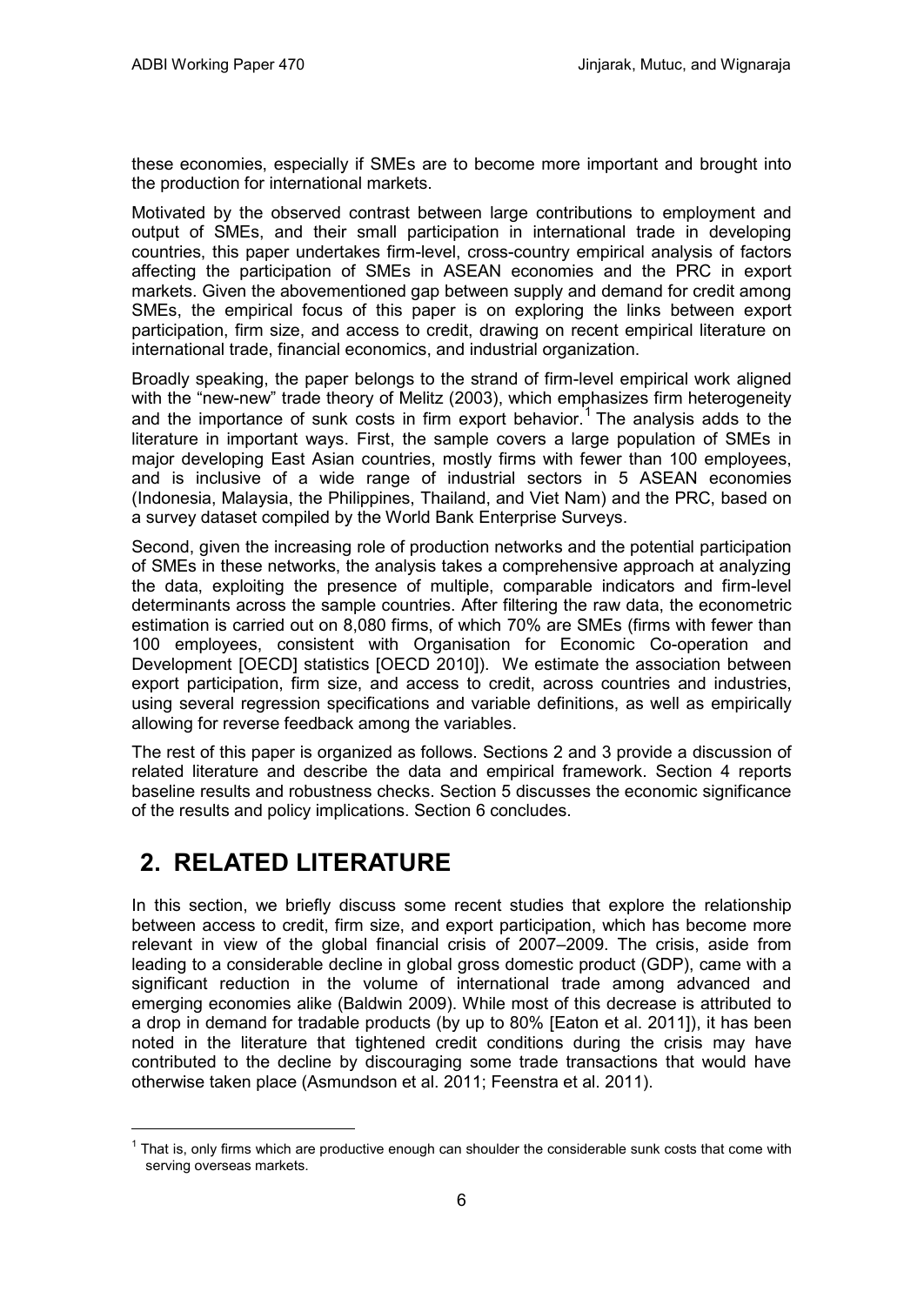these economies, especially if SMEs are to become more important and brought into the production for international markets.

Motivated by the observed contrast between large contributions to employment and output of SMEs, and their small participation in international trade in developing countries, this paper undertakes firm-level, cross-country empirical analysis of factors affecting the participation of SMEs in ASEAN economies and the PRC in export markets. Given the abovementioned gap between supply and demand for credit among SMEs, the empirical focus of this paper is on exploring the links between export participation, firm size, and access to credit, drawing on recent empirical literature on international trade, financial economics, and industrial organization.

Broadly speaking, the paper belongs to the strand of firm-level empirical work aligned with the "new-new" trade theory of Melitz (2003), which emphasizes firm heterogeneity and the importance of sunk costs in firm export behavior.[1] The analysis adds to the literature in important ways. First, the sample covers a large population of SMEs in major developing East Asian countries, mostly firms with fewer than 100 employees, and is inclusive of a wide range of industrial sectors in 5 ASEAN economies (Indonesia, Malaysia, the Philippines, Thailand, and Viet Nam) and the PRC, based on a survey dataset compiled by the World Bank Enterprise Surveys.

Second, given the increasing role of production networks and the potential participation of SMEs in these networks, the analysis takes a comprehensive approach at analyzing the data, exploiting the presence of multiple, comparable indicators and firm-level determinants across the sample countries. After filtering the raw data, the econometric estimation is carried out on 8,080 firms, of which 70% are SMEs (firms with fewer than 100 employees, consistent with Organisation for Economic Co-operation and Development [OECD] statistics [OECD 2010]). We estimate the association between export participation, firm size, and access to credit, across countries and industries, using several regression specifications and variable definitions, as well as empirically allowing for reverse feedback among the variables.

The rest of this paper is organized as follows. Sections 2 and 3 provide a discussion of related literature and describe the data and empirical framework. Section 4 reports baseline results and robustness checks. Section 5 discusses the economic significance of the results and policy implications. Section 6 concludes.

# 2. RELATED LITERATURE

In this section, we briefly discuss some recent studies that explore the relationship between access to credit, firm size, and export participation, which has become more relevant in view of the global financial crisis of 2007–2009. The crisis, aside from leading to a considerable decline in global gross domestic product (GDP), came with a significant reduction in the volume of international trade among advanced and emerging economies alike (Baldwin 2009). While most of this decrease is attributed to a drop in demand for tradable products (by up to 80% [Eaton et al. 2011]), it has been noted in the literature that tightened credit conditions during the crisis may have contributed to the decline by discouraging some trade transactions that would have otherwise taken place (Asmundson et al. 2011; Feenstra et al. 2011).

[1] That is, only firms which are productive enough can shoulder the considerable sunk costs that come with serving overseas markets.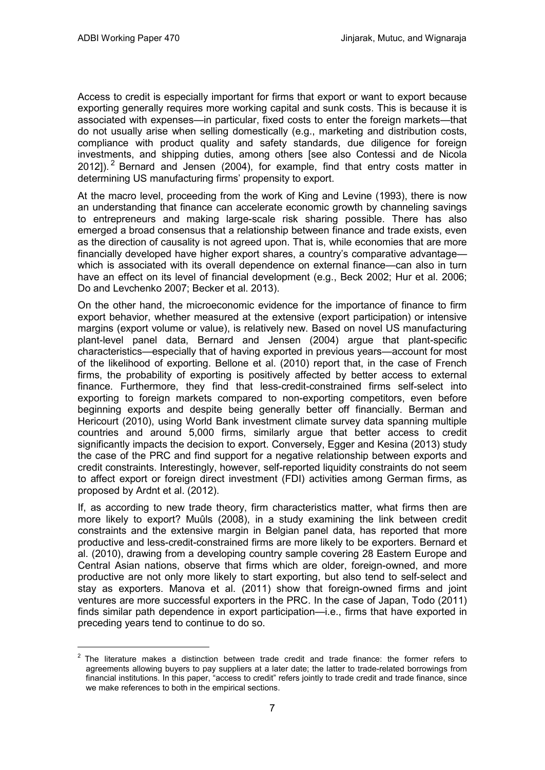Access to credit is especially important for firms that export or want to export because exporting generally requires more working capital and sunk costs. This is because it is associated with expenses—in particular, fixed costs to enter the foreign markets—that do not usually arise when selling domestically (e.g., marketing and distribution costs, compliance with product quality and safety standards, due diligence for foreign investments, and shipping duties, among others [see also Contessi and de Nicola 2012]).[2] Bernard and Jensen (2004), for example, find that entry costs matter in determining US manufacturing firms' propensity to export.

At the macro level, proceeding from the work of King and Levine (1993), there is now an understanding that finance can accelerate economic growth by channeling savings to entrepreneurs and making large-scale risk sharing possible. There has also emerged a broad consensus that a relationship between finance and trade exists, even as the direction of causality is not agreed upon. That is, while economies that are more financially developed have higher export shares, a country's comparative advantage—which is associated with its overall dependence on external finance—can also in turn have an effect on its level of financial development (e.g., Beck 2002; Hur et al. 2006; Do and Levchenko 2007; Becker et al. 2013).

On the other hand, the microeconomic evidence for the importance of finance to firm export behavior, whether measured at the extensive (export participation) or intensive margins (export volume or value), is relatively new. Based on novel US manufacturing plant-level panel data, Bernard and Jensen (2004) argue that plant-specific characteristics—especially that of having exported in previous years—account for most of the likelihood of exporting. Bellone et al. (2010) report that, in the case of French firms, the probability of exporting is positively affected by better access to external finance. Furthermore, they find that less-credit-constrained firms self-select into exporting to foreign markets compared to non-exporting competitors, even before beginning exports and despite being generally better off financially. Berman and Hericourt (2010), using World Bank investment climate survey data spanning multiple countries and around 5,000 firms, similarly argue that better access to credit significantly impacts the decision to export. Conversely, Egger and Kesina (2013) study the case of the PRC and find support for a negative relationship between exports and credit constraints. Interestingly, however, self-reported liquidity constraints do not seem to affect export or foreign direct investment (FDI) activities among German firms, as proposed by Ardnt et al. (2012).

If, as according to new trade theory, firm characteristics matter, what firms then are more likely to export? Muûls (2008), in a study examining the link between credit constraints and the extensive margin in Belgian panel data, has reported that more productive and less-credit-constrained firms are more likely to be exporters. Bernard et al. (2010), drawing from a developing country sample covering 28 Eastern Europe and Central Asian nations, observe that firms which are older, foreign-owned, and more productive are not only more likely to start exporting, but also tend to self-select and stay as exporters. Manova et al. (2011) show that foreign-owned firms and joint ventures are more successful exporters in the PRC. In the case of Japan, Todo (2011) finds similar path dependence in export participation—i.e., firms that have exported in preceding years tend to continue to do so.

[2] The literature makes a distinction between trade credit and trade finance: the former refers to agreements allowing buyers to pay suppliers at a later date; the latter to trade-related borrowings from financial institutions. In this paper, "access to credit" refers jointly to trade credit and trade finance, since we make references to both in the empirical sections.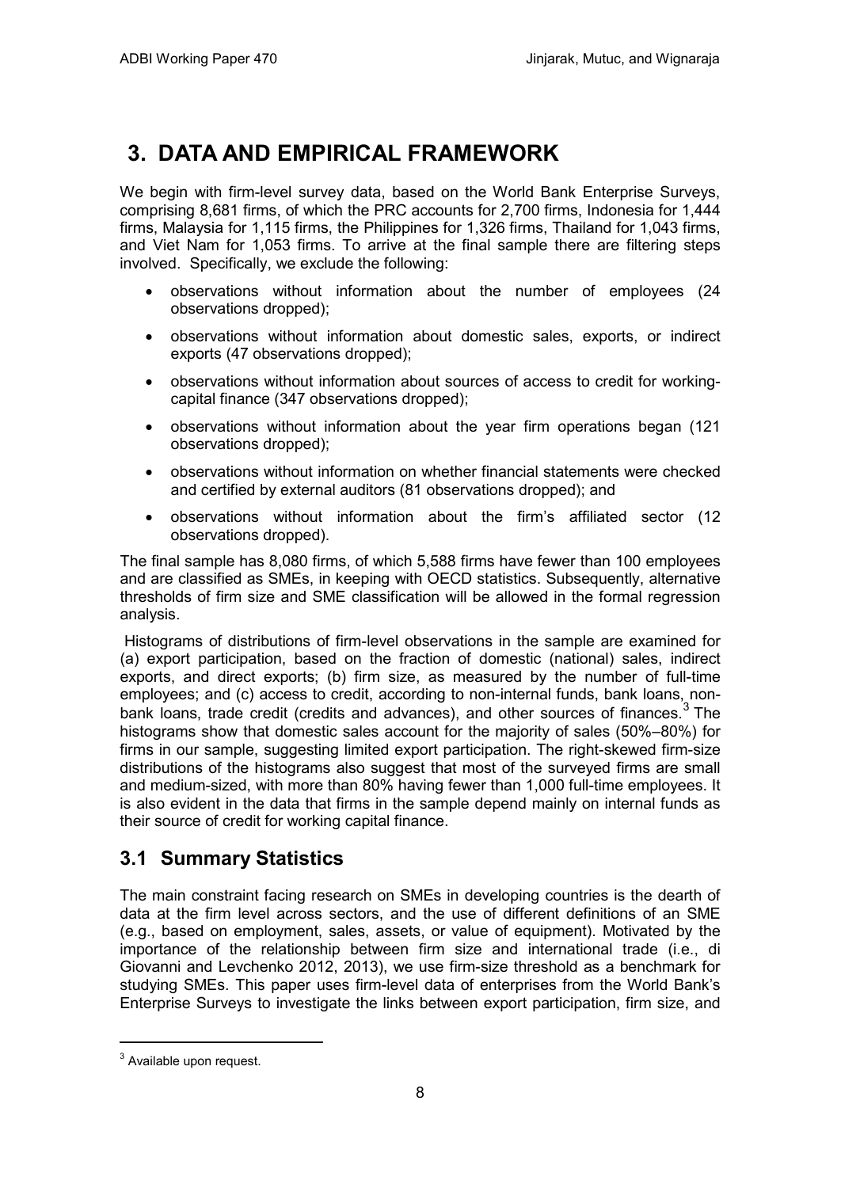# 3. DATA AND EMPIRICAL FRAMEWORK

We begin with firm-level survey data, based on the World Bank Enterprise Surveys, comprising 8,681 firms, of which the PRC accounts for 2,700 firms, Indonesia for 1,444 firms, Malaysia for 1,115 firms, the Philippines for 1,326 firms, Thailand for 1,043 firms, and Viet Nam for 1,053 firms. To arrive at the final sample there are filtering steps involved. Specifically, we exclude the following:

- observations without information about the number of employees (24 observations dropped);
- observations without information about domestic sales, exports, or indirect exports (47 observations dropped);
- observations without information about sources of access to credit for working-capital finance (347 observations dropped);
- observations without information about the year firm operations began (121 observations dropped);
- observations without information on whether financial statements were checked and certified by external auditors (81 observations dropped); and
- observations without information about the firm's affiliated sector (12 observations dropped).

The final sample has 8,080 firms, of which 5,588 firms have fewer than 100 employees and are classified as SMEs, in keeping with OECD statistics. Subsequently, alternative thresholds of firm size and SME classification will be allowed in the formal regression analysis.

Histograms of distributions of firm-level observations in the sample are examined for (a) export participation, based on the fraction of domestic (national) sales, indirect exports, and direct exports; (b) firm size, as measured by the number of full-time employees; and (c) access to credit, according to non-internal funds, bank loans, non-bank loans, trade credit (credits and advances), and other sources of finances.[3] The histograms show that domestic sales account for the majority of sales (50%–80%) for firms in our sample, suggesting limited export participation. The right-skewed firm-size distributions of the histograms also suggest that most of the surveyed firms are small and medium-sized, with more than 80% having fewer than 1,000 full-time employees. It is also evident in the data that firms in the sample depend mainly on internal funds as their source of credit for working capital finance.

## 3.1 Summary Statistics

The main constraint facing research on SMEs in developing countries is the dearth of data at the firm level across sectors, and the use of different definitions of an SME (e.g., based on employment, sales, assets, or value of equipment). Motivated by the importance of the relationship between firm size and international trade (i.e., di Giovanni and Levchenko 2012, 2013), we use firm-size threshold as a benchmark for studying SMEs. This paper uses firm-level data of enterprises from the World Bank's Enterprise Surveys to investigate the links between export participation, firm size, and

[3] Available upon request.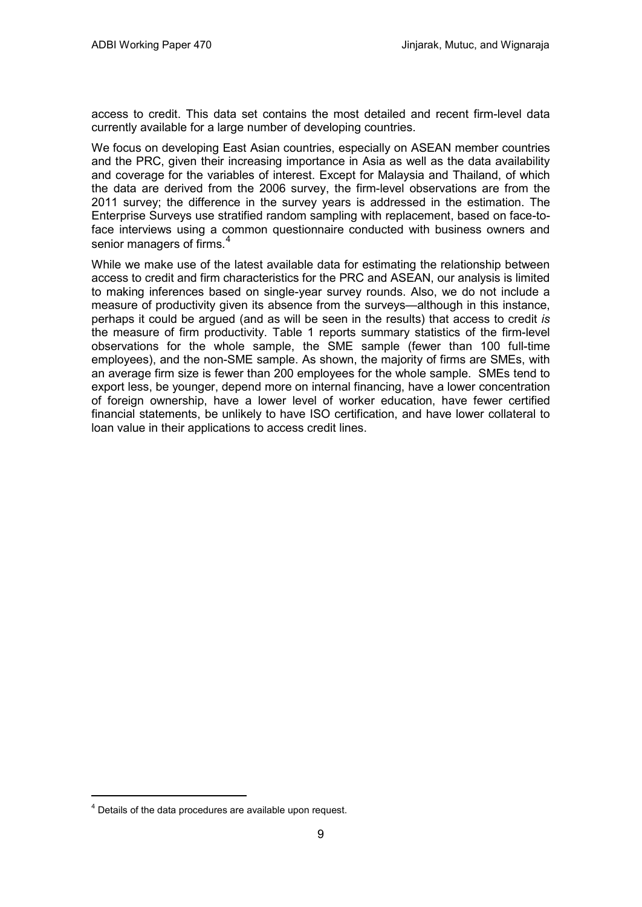access to credit. This data set contains the most detailed and recent firm-level data currently available for a large number of developing countries.

We focus on developing East Asian countries, especially on ASEAN member countries and the PRC, given their increasing importance in Asia as well as the data availability and coverage for the variables of interest. Except for Malaysia and Thailand, of which the data are derived from the 2006 survey, the firm-level observations are from the 2011 survey; the difference in the survey years is addressed in the estimation. The Enterprise Surveys use stratified random sampling with replacement, based on face-to-face interviews using a common questionnaire conducted with business owners and senior managers of firms.[4]

While we make use of the latest available data for estimating the relationship between access to credit and firm characteristics for the PRC and ASEAN, our analysis is limited to making inferences based on single-year survey rounds. Also, we do not include a measure of productivity given its absence from the surveys—although in this instance, perhaps it could be argued (and as will be seen in the results) that access to credit *is* the measure of firm productivity. Table 1 reports summary statistics of the firm-level observations for the whole sample, the SME sample (fewer than 100 full-time employees), and the non-SME sample. As shown, the majority of firms are SMEs, with an average firm size is fewer than 200 employees for the whole sample. SMEs tend to export less, be younger, depend more on internal financing, have a lower concentration of foreign ownership, have a lower level of worker education, have fewer certified financial statements, be unlikely to have ISO certification, and have lower collateral to loan value in their applications to access credit lines.

[4] Details of the data procedures are available upon request.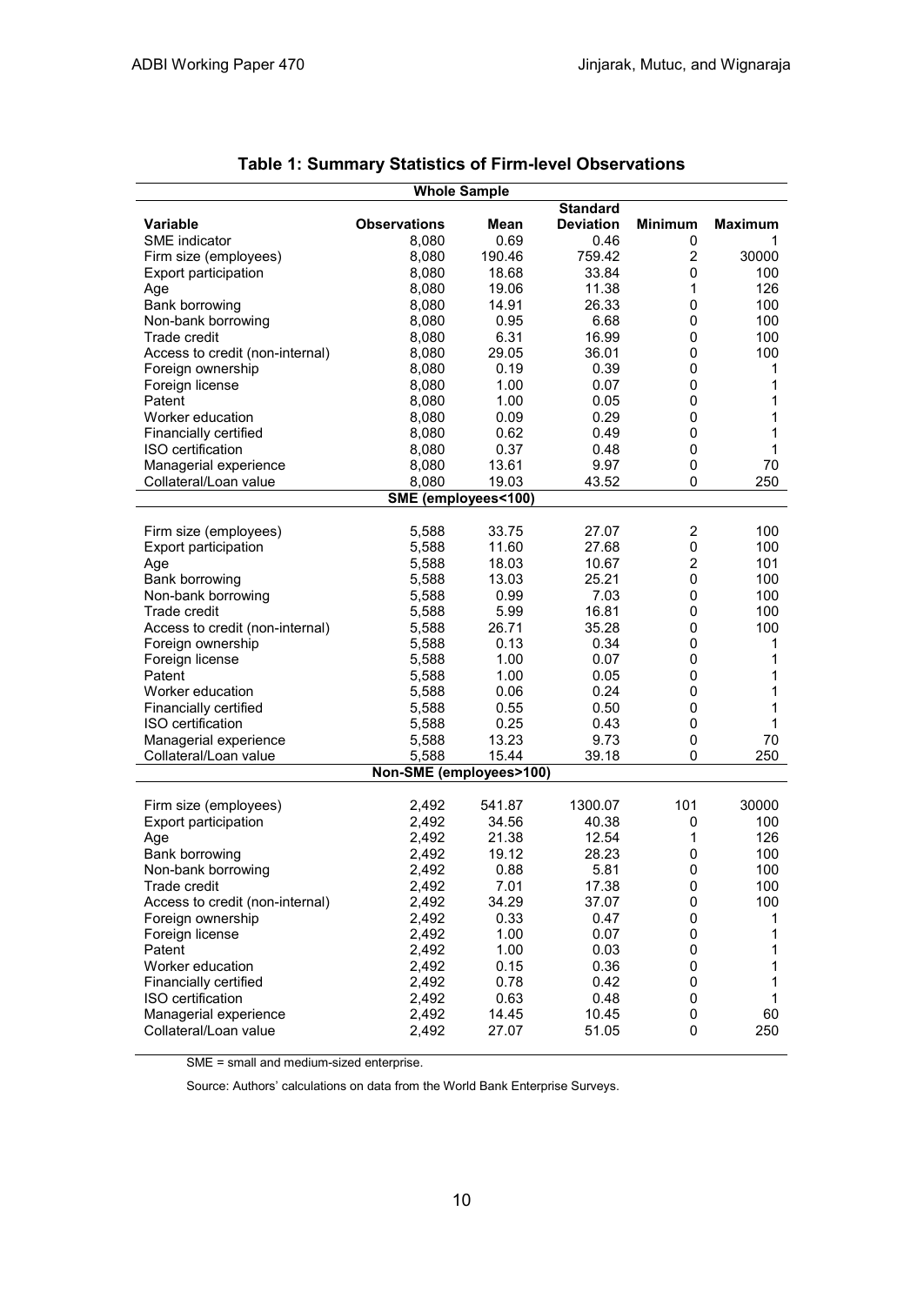### Table 1: Summary Statistics of Firm-level Observations

| Variable | Observations | Mean | Standard Deviation | Minimum | Maximum |
|---|---|---|---|---|---|
| **Whole Sample** | | | | | |
| SME indicator | 8,080 | 0.69 | 0.46 | 0 | 1 |
| Firm size (employees) | 8,080 | 190.46 | 759.42 | 2 | 30000 |
| Export participation | 8,080 | 18.68 | 33.84 | 0 | 100 |
| Age | 8,080 | 19.06 | 11.38 | 1 | 126 |
| Bank borrowing | 8,080 | 14.91 | 26.33 | 0 | 100 |
| Non-bank borrowing | 8,080 | 0.95 | 6.68 | 0 | 100 |
| Trade credit | 8,080 | 6.31 | 16.99 | 0 | 100 |
| Access to credit (non-internal) | 8,080 | 29.05 | 36.01 | 0 | 100 |
| Foreign ownership | 8,080 | 0.19 | 0.39 | 0 | 1 |
| Foreign license | 8,080 | 1.00 | 0.07 | 0 | 1 |
| Patent | 8,080 | 1.00 | 0.05 | 0 | 1 |
| Worker education | 8,080 | 0.09 | 0.29 | 0 | 1 |
| Financially certified | 8,080 | 0.62 | 0.49 | 0 | 1 |
| ISO certification | 8,080 | 0.37 | 0.48 | 0 | 1 |
| Managerial experience | 8,080 | 13.61 | 9.97 | 0 | 70 |
| Collateral/Loan value | 8,080 | 19.03 | 43.52 | 0 | 250 |
| **SME (employees<100)** | | | | | |
| Firm size (employees) | 5,588 | 33.75 | 27.07 | 2 | 100 |
| Export participation | 5,588 | 11.60 | 27.68 | 0 | 100 |
| Age | 5,588 | 18.03 | 10.67 | 2 | 101 |
| Bank borrowing | 5,588 | 13.03 | 25.21 | 0 | 100 |
| Non-bank borrowing | 5,588 | 0.99 | 7.03 | 0 | 100 |
| Trade credit | 5,588 | 5.99 | 16.81 | 0 | 100 |
| Access to credit (non-internal) | 5,588 | 26.71 | 35.28 | 0 | 100 |
| Foreign ownership | 5,588 | 0.13 | 0.34 | 0 | 1 |
| Foreign license | 5,588 | 1.00 | 0.07 | 0 | 1 |
| Patent | 5,588 | 1.00 | 0.05 | 0 | 1 |
| Worker education | 5,588 | 0.06 | 0.24 | 0 | 1 |
| Financially certified | 5,588 | 0.55 | 0.50 | 0 | 1 |
| ISO certification | 5,588 | 0.25 | 0.43 | 0 | 1 |
| Managerial experience | 5,588 | 13.23 | 9.73 | 0 | 70 |
| Collateral/Loan value | 5,588 | 15.44 | 39.18 | 0 | 250 |
| **Non-SME (employees>100)** | | | | | |
| Firm size (employees) | 2,492 | 541.87 | 1300.07 | 101 | 30000 |
| Export participation | 2,492 | 34.56 | 40.38 | 0 | 100 |
| Age | 2,492 | 21.38 | 12.54 | 1 | 126 |
| Bank borrowing | 2,492 | 19.12 | 28.23 | 0 | 100 |
| Non-bank borrowing | 2,492 | 0.88 | 5.81 | 0 | 100 |
| Trade credit | 2,492 | 7.01 | 17.38 | 0 | 100 |
| Access to credit (non-internal) | 2,492 | 34.29 | 37.07 | 0 | 100 |
| Foreign ownership | 2,492 | 0.33 | 0.47 | 0 | 1 |
| Foreign license | 2,492 | 1.00 | 0.07 | 0 | 1 |
| Patent | 2,492 | 1.00 | 0.03 | 0 | 1 |
| Worker education | 2,492 | 0.15 | 0.36 | 0 | 1 |
| Financially certified | 2,492 | 0.78 | 0.42 | 0 | 1 |
| ISO certification | 2,492 | 0.63 | 0.48 | 0 | 1 |
| Managerial experience | 2,492 | 14.45 | 10.45 | 0 | 60 |
| Collateral/Loan value | 2,492 | 27.07 | 51.05 | 0 | 250 |

SME = small and medium-sized enterprise.

Source: Authors' calculations on data from the World Bank Enterprise Surveys.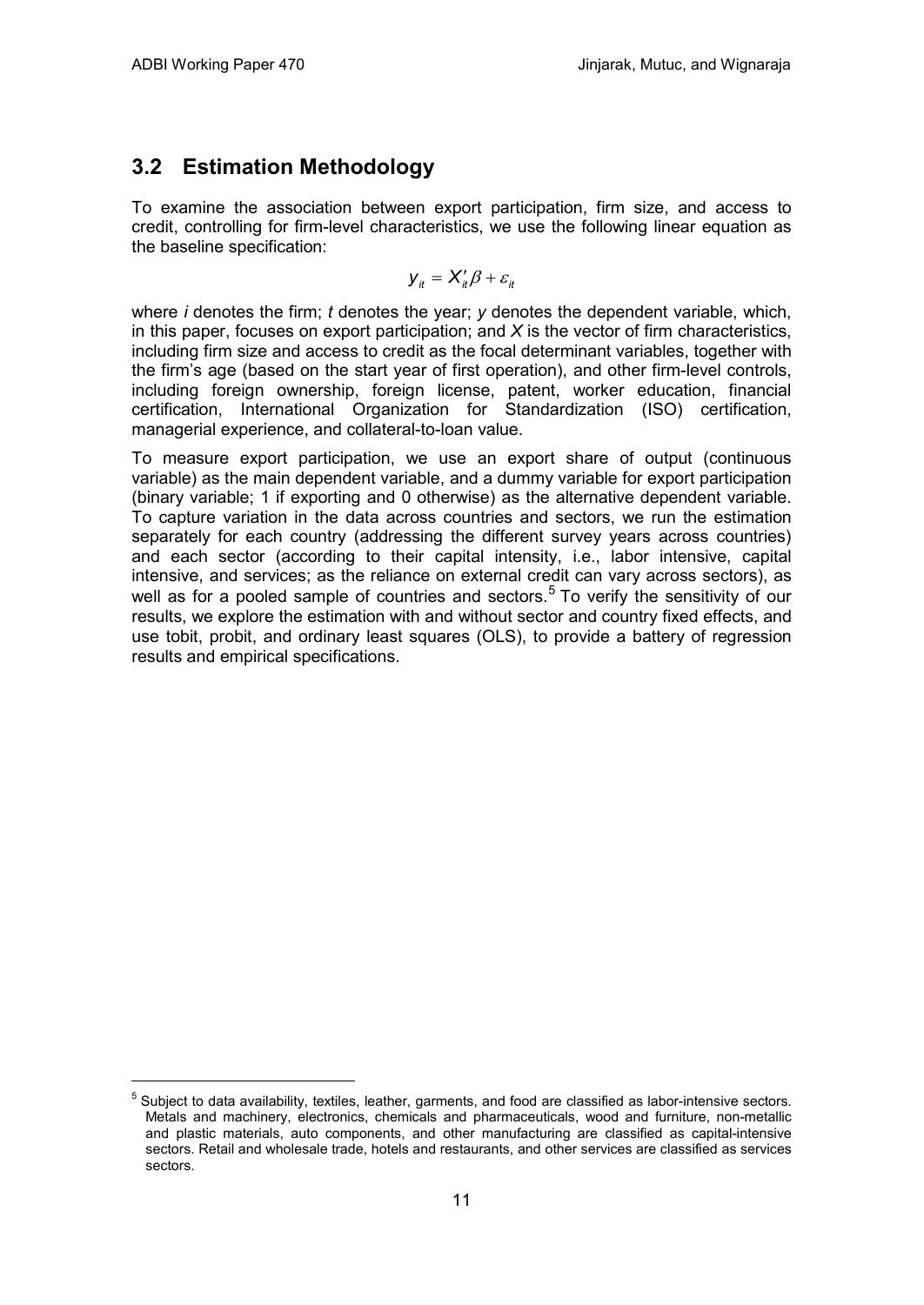## 3.2 Estimation Methodology

To examine the association between export participation, firm size, and access to credit, controlling for firm-level characteristics, we use the following linear equation as the baseline specification:

$$y_{it} = X'_{it}\beta + \varepsilon_{it}$$

where *i* denotes the firm; *t* denotes the year; *y* denotes the dependent variable, which, in this paper, focuses on export participation; and *X* is the vector of firm characteristics, including firm size and access to credit as the focal determinant variables, together with the firm's age (based on the start year of first operation), and other firm-level controls, including foreign ownership, foreign license, patent, worker education, financial certification, International Organization for Standardization (ISO) certification, managerial experience, and collateral-to-loan value.

To measure export participation, we use an export share of output (continuous variable) as the main dependent variable, and a dummy variable for export participation (binary variable; 1 if exporting and 0 otherwise) as the alternative dependent variable. To capture variation in the data across countries and sectors, we run the estimation separately for each country (addressing the different survey years across countries) and each sector (according to their capital intensity, i.e., labor intensive, capital intensive, and services; as the reliance on external credit can vary across sectors), as well as for a pooled sample of countries and sectors.[5] To verify the sensitivity of our results, we explore the estimation with and without sector and country fixed effects, and use tobit, probit, and ordinary least squares (OLS), to provide a battery of regression results and empirical specifications.

---

[5] Subject to data availability, textiles, leather, garments, and food are classified as labor-intensive sectors. Metals and machinery, electronics, chemicals and pharmaceuticals, wood and furniture, non-metallic and plastic materials, auto components, and other manufacturing are classified as capital-intensive sectors. Retail and wholesale trade, hotels and restaurants, and other services are classified as services sectors.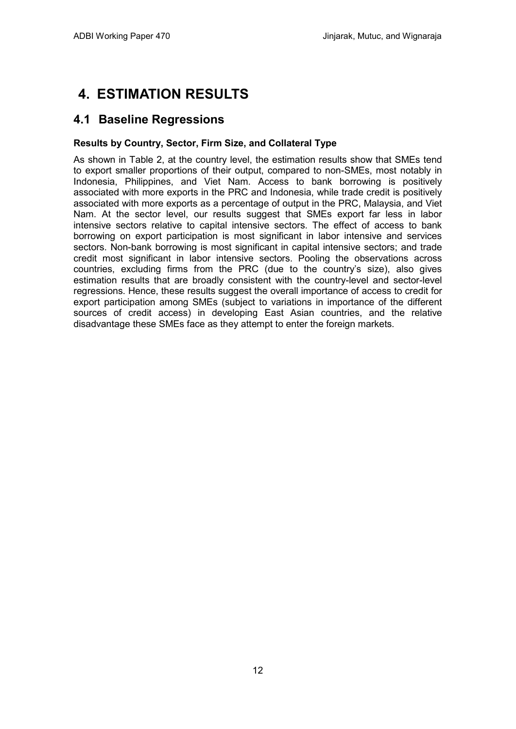# 4. ESTIMATION RESULTS

## 4.1 Baseline Regressions

### Results by Country, Sector, Firm Size, and Collateral Type

As shown in Table 2, at the country level, the estimation results show that SMEs tend to export smaller proportions of their output, compared to non-SMEs, most notably in Indonesia, Philippines, and Viet Nam. Access to bank borrowing is positively associated with more exports in the PRC and Indonesia, while trade credit is positively associated with more exports as a percentage of output in the PRC, Malaysia, and Viet Nam. At the sector level, our results suggest that SMEs export far less in labor intensive sectors relative to capital intensive sectors. The effect of access to bank borrowing on export participation is most significant in labor intensive and services sectors. Non-bank borrowing is most significant in capital intensive sectors; and trade credit most significant in labor intensive sectors. Pooling the observations across countries, excluding firms from the PRC (due to the country's size), also gives estimation results that are broadly consistent with the country-level and sector-level regressions. Hence, these results suggest the overall importance of access to credit for export participation among SMEs (subject to variations in importance of the different sources of credit access) in developing East Asian countries, and the relative disadvantage these SMEs face as they attempt to enter the foreign markets.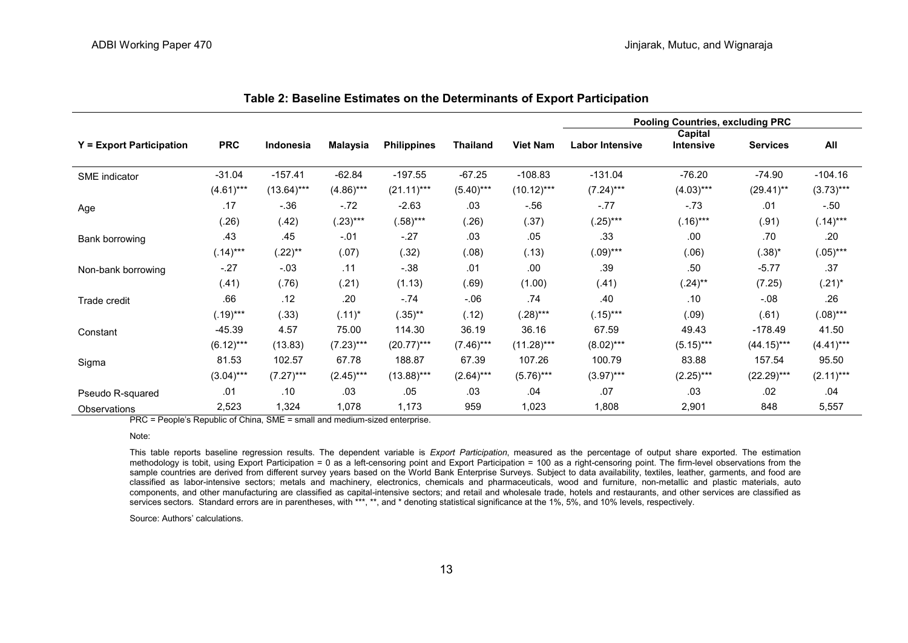**Table 2: Baseline Estimates on the Determinants of Export Participation**

| Y = Export Participation | PRC | Indonesia | Malaysia | Philippines | Thailand | Viet Nam | Pooling Countries, excluding PRC | | | |
|---|---|---|---|---|---|---|---|---|---|---|
| | | | | | | | Labor Intensive | Capital Intensive | Services | All |
| SME indicator | -31.04 | -157.41 | -62.84 | -197.55 | -67.25 | -108.83 | -131.04 | -76.20 | -74.90 | -104.16 |
| | (4.61)*** | (13.64)*** | (4.86)*** | (21.11)*** | (5.40)*** | (10.12)*** | (7.24)*** | (4.03)*** | (29.41)** | (3.73)*** |
| Age | .17 | -.36 | -.72 | -2.63 | .03 | -.56 | -.77 | -.73 | .01 | -.50 |
| | (.26) | (.42) | (.23)*** | (.58)*** | (.26) | (.37) | (.25)*** | (.16)*** | (.91) | (.14)*** |
| Bank borrowing | .43 | .45 | -.01 | -.27 | .03 | .05 | .33 | .00 | .70 | .20 |
| | (.14)*** | (.22)** | (.07) | (.32) | (.08) | (.13) | (.09)*** | (.06) | (.38)* | (.05)*** |
| Non-bank borrowing | -.27 | -.03 | .11 | -.38 | .01 | .00 | .39 | .50 | -5.77 | .37 |
| | (.41) | (.76) | (.21) | (1.13) | (.69) | (1.00) | (.41) | (.24)** | (7.25) | (.21)* |
| Trade credit | .66 | .12 | .20 | -.74 | -.06 | .74 | .40 | .10 | -.08 | .26 |
| | (.19)*** | (.33) | (.11)* | (.35)** | (.12) | (.28)*** | (.15)*** | (.09) | (.61) | (.08)*** |
| Constant | -45.39 | 4.57 | 75.00 | 114.30 | 36.19 | 36.16 | 67.59 | 49.43 | -178.49 | 41.50 |
| | (6.12)*** | (13.83) | (7.23)*** | (20.77)*** | (7.46)*** | (11.28)*** | (8.02)*** | (5.15)*** | (44.15)*** | (4.41)*** |
| Sigma | 81.53 | 102.57 | 67.78 | 188.87 | 67.39 | 107.26 | 100.79 | 83.88 | 157.54 | 95.50 |
| | (3.04)*** | (7.27)*** | (2.45)*** | (13.88)*** | (2.64)*** | (5.76)*** | (3.97)*** | (2.25)*** | (22.29)*** | (2.11)*** |
| Pseudo R-squared | .01 | .10 | .03 | .05 | .03 | .04 | .07 | .03 | .02 | .04 |
| Observations | 2,523 | 1,324 | 1,078 | 1,173 | 959 | 1,023 | 1,808 | 2,901 | 848 | 5,557 |

PRC = People's Republic of China, SME = small and medium-sized enterprise.

Note:

This table reports baseline regression results. The dependent variable is *Export Participation*, measured as the percentage of output share exported. The estimation methodology is tobit, using Export Participation = 0 as a left-censoring point and Export Participation = 100 as a right-censoring point. The firm-level observations from the sample countries are derived from different survey years based on the World Bank Enterprise Surveys. Subject to data availability, textiles, leather, garments, and food are classified as labor-intensive sectors; metals and machinery, electronics, chemicals and pharmaceuticals, wood and furniture, non-metallic and plastic materials, auto components, and other manufacturing are classified as capital-intensive sectors; and retail and wholesale trade, hotels and restaurants, and other services are classified as services sectors. Standard errors are in parentheses, with ***, **, and * denoting statistical significance at the 1%, 5%, and 10% levels, respectively.

Source: Authors' calculations.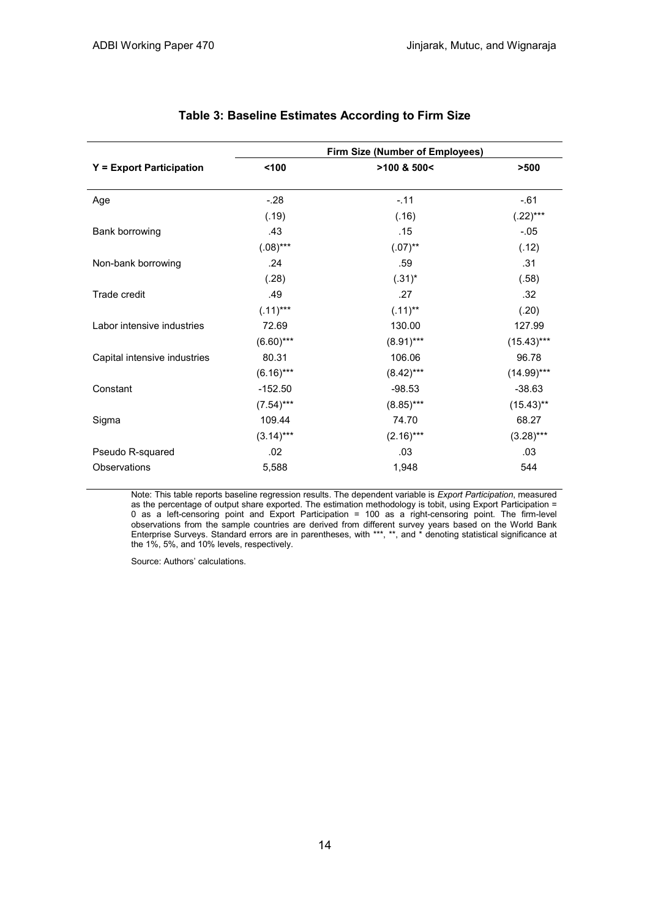### Table 3: Baseline Estimates According to Firm Size

| Y = Export Participation | Firm Size (Number of Employees) | | |
|---|---|---|---|
| | <100 | >100 & 500< | >500 |
| Age | -.28 | -.11 | -.61 |
| | (.19) | (.16) | (.22)*** |
| Bank borrowing | .43 | .15 | -.05 |
| | (.08)*** | (.07)** | (.12) |
| Non-bank borrowing | .24 | .59 | .31 |
| | (.28) | (.31)* | (.58) |
| Trade credit | .49 | .27 | .32 |
| | (.11)*** | (.11)** | (.20) |
| Labor intensive industries | 72.69 | 130.00 | 127.99 |
| | (6.60)*** | (8.91)*** | (15.43)*** |
| Capital intensive industries | 80.31 | 106.06 | 96.78 |
| | (6.16)*** | (8.42)*** | (14.99)*** |
| Constant | -152.50 | -98.53 | -38.63 |
| | (7.54)*** | (8.85)*** | (15.43)** |
| Sigma | 109.44 | 74.70 | 68.27 |
| | (3.14)*** | (2.16)*** | (3.28)*** |
| Pseudo R-squared | .02 | .03 | .03 |
| Observations | 5,588 | 1,948 | 544 |

Note: This table reports baseline regression results. The dependent variable is *Export Participation*, measured as the percentage of output share exported. The estimation methodology is tobit, using Export Participation = 0 as a left-censoring point and Export Participation = 100 as a right-censoring point. The firm-level observations from the sample countries are derived from different survey years based on the World Bank Enterprise Surveys. Standard errors are in parentheses, with ***, **, and * denoting statistical significance at the 1%, 5%, and 10% levels, respectively.

Source: Authors' calculations.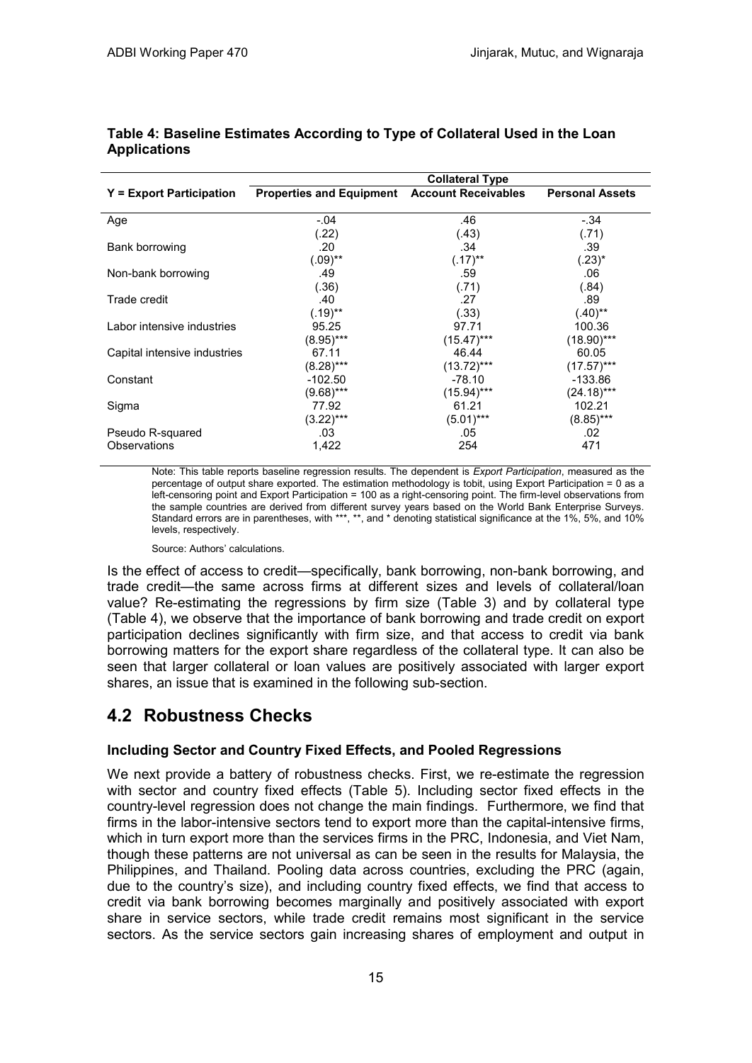**Table 4: Baseline Estimates According to Type of Collateral Used in the Loan Applications**

| Y = Export Participation | Collateral Type | | |
|---|---|---|---|
| | Properties and Equipment | Account Receivables | Personal Assets |
| Age | -.04 | .46 | -.34 |
| | (.22) | (.43) | (.71) |
| Bank borrowing | .20 | .34 | .39 |
| | (.09)** | (.17)** | (.23)* |
| Non-bank borrowing | .49 | .59 | .06 |
| | (.36) | (.71) | (.84) |
| Trade credit | .40 | .27 | .89 |
| | (.19)** | (.33) | (.40)** |
| Labor intensive industries | 95.25 | 97.71 | 100.36 |
| | (8.95)*** | (15.47)*** | (18.90)*** |
| Capital intensive industries | 67.11 | 46.44 | 60.05 |
| | (8.28)*** | (13.72)*** | (17.57)*** |
| Constant | -102.50 | -78.10 | -133.86 |
| | (9.68)*** | (15.94)*** | (24.18)*** |
| Sigma | 77.92 | 61.21 | 102.21 |
| | (3.22)*** | (5.01)*** | (8.85)*** |
| Pseudo R-squared | .03 | .05 | .02 |
| Observations | 1,422 | 254 | 471 |

Note: This table reports baseline regression results. The dependent is *Export Participation*, measured as the percentage of output share exported. The estimation methodology is tobit, using Export Participation = 0 as a left-censoring point and Export Participation = 100 as a right-censoring point. The firm-level observations from the sample countries are derived from different survey years based on the World Bank Enterprise Surveys. Standard errors are in parentheses, with ***, **, and * denoting statistical significance at the 1%, 5%, and 10% levels, respectively.

Source: Authors' calculations.

Is the effect of access to credit—specifically, bank borrowing, non-bank borrowing, and trade credit—the same across firms at different sizes and levels of collateral/loan value? Re-estimating the regressions by firm size (Table 3) and by collateral type (Table 4), we observe that the importance of bank borrowing and trade credit on export participation declines significantly with firm size, and that access to credit via bank borrowing matters for the export share regardless of the collateral type. It can also be seen that larger collateral or loan values are positively associated with larger export shares, an issue that is examined in the following sub-section.

## 4.2 Robustness Checks

### Including Sector and Country Fixed Effects, and Pooled Regressions

We next provide a battery of robustness checks. First, we re-estimate the regression with sector and country fixed effects (Table 5). Including sector fixed effects in the country-level regression does not change the main findings. Furthermore, we find that firms in the labor-intensive sectors tend to export more than the capital-intensive firms, which in turn export more than the services firms in the PRC, Indonesia, and Viet Nam, though these patterns are not universal as can be seen in the results for Malaysia, the Philippines, and Thailand. Pooling data across countries, excluding the PRC (again, due to the country's size), and including country fixed effects, we find that access to credit via bank borrowing becomes marginally and positively associated with export share in service sectors, while trade credit remains most significant in the service sectors. As the service sectors gain increasing shares of employment and output in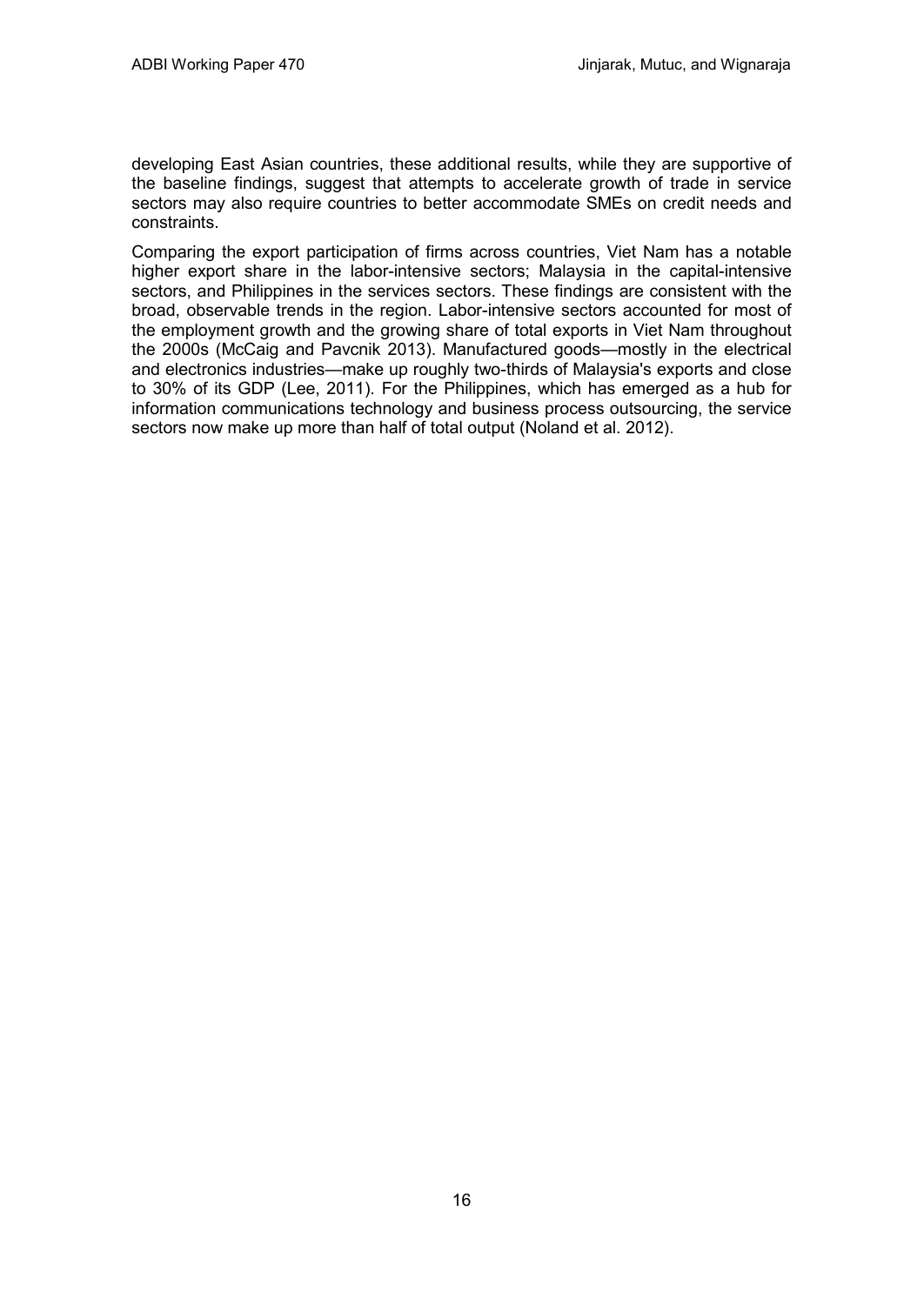developing East Asian countries, these additional results, while they are supportive of the baseline findings, suggest that attempts to accelerate growth of trade in service sectors may also require countries to better accommodate SMEs on credit needs and constraints.

Comparing the export participation of firms across countries, Viet Nam has a notable higher export share in the labor-intensive sectors; Malaysia in the capital-intensive sectors, and Philippines in the services sectors. These findings are consistent with the broad, observable trends in the region. Labor-intensive sectors accounted for most of the employment growth and the growing share of total exports in Viet Nam throughout the 2000s (McCaig and Pavcnik 2013). Manufactured goods—mostly in the electrical and electronics industries—make up roughly two-thirds of Malaysia's exports and close to 30% of its GDP (Lee, 2011). For the Philippines, which has emerged as a hub for information communications technology and business process outsourcing, the service sectors now make up more than half of total output (Noland et al. 2012).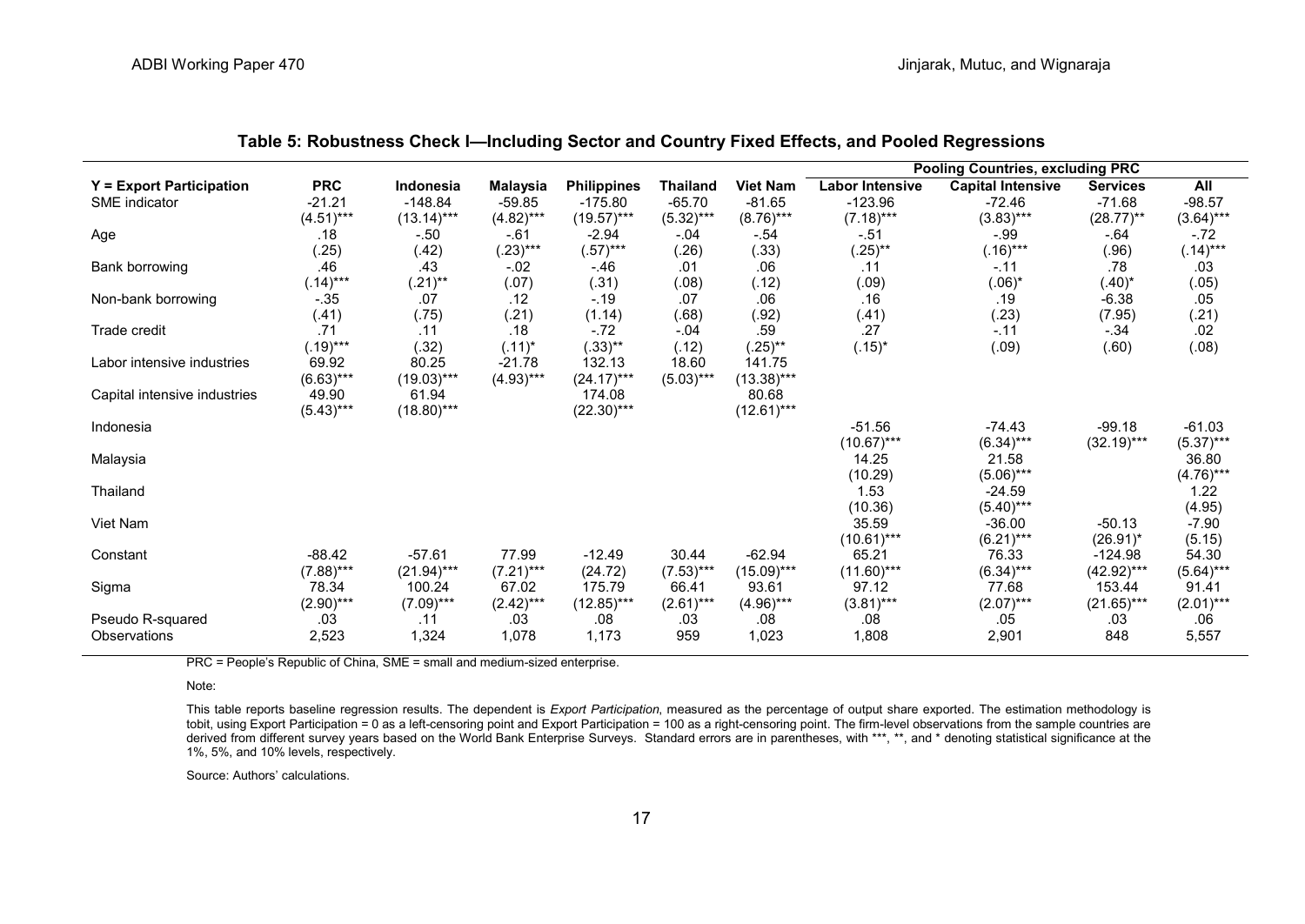## Table 5: Robustness Check I—Including Sector and Country Fixed Effects, and Pooled Regressions

| | | | | | | | Pooling Countries, excluding PRC | | | |
|---|---|---|---|---|---|---|---|---|---|---|
| **Y = Export Participation** | **PRC** | **Indonesia** | **Malaysia** | **Philippines** | **Thailand** | **Viet Nam** | **Labor Intensive** | **Capital Intensive** | **Services** | **All** |
| SME indicator | -21.21 | -148.84 | -59.85 | -175.80 | -65.70 | -81.65 | -123.96 | -72.46 | -71.68 | -98.57 |
| | (4.51)*** | (13.14)*** | (4.82)*** | (19.57)*** | (5.32)*** | (8.76)*** | (7.18)*** | (3.83)*** | (28.77)** | (3.64)*** |
| Age | .18 | -.50 | -.61 | -2.94 | -.04 | -.54 | -.51 | -.99 | -.64 | -.72 |
| | (.25) | (.42) | (.23)*** | (.57)*** | (.26) | (.33) | (.25)** | (.16)*** | (.96) | (.14)*** |
| Bank borrowing | .46 | .43 | -.02 | -.46 | .01 | .06 | .11 | -.11 | .78 | .03 |
| | (.14)*** | (.21)** | (.07) | (.31) | (.08) | (.12) | (.09) | (.06)* | (.40)* | (.05) |
| Non-bank borrowing | -.35 | .07 | .12 | -.19 | .07 | .06 | .16 | .19 | -6.38 | .05 |
| | (.41) | (.75) | (.21) | (1.14) | (.68) | (.92) | (.41) | (.23) | (7.95) | (.21) |
| Trade credit | .71 | .11 | .18 | -.72 | -.04 | .59 | .27 | -.11 | -.34 | .02 |
| | (.19)*** | (.32) | (.11)* | (.33)** | (.12) | (.25)** | (.15)* | (.09) | (.60) | (.08) |
| Labor intensive industries | 69.92 | 80.25 | -21.78 | 132.13 | 18.60 | 141.75 | | | | |
| | (6.63)*** | (19.03)*** | (4.93)*** | (24.17)*** | (5.03)*** | (13.38)*** | | | | |
| Capital intensive industries | 49.90 | 61.94 | | 174.08 | | 80.68 | | | | |
| | (5.43)*** | (18.80)*** | | (22.30)*** | | (12.61)*** | | | | |
| Indonesia | | | | | | | -51.56 | -74.43 | -99.18 | -61.03 |
| | | | | | | | (10.67)*** | (6.34)*** | (32.19)*** | (5.37)*** |
| Malaysia | | | | | | | 14.25 | 21.58 | | 36.80 |
| | | | | | | | (10.29) | (5.06)*** | | (4.76)*** |
| Thailand | | | | | | | 1.53 | -24.59 | | 1.22 |
| | | | | | | | (10.36) | (5.40)*** | | (4.95) |
| Viet Nam | | | | | | | 35.59 | -36.00 | -50.13 | -7.90 |
| | | | | | | | (10.61)*** | (6.21)*** | (26.91)* | (5.15) |
| Constant | -88.42 | -57.61 | 77.99 | -12.49 | 30.44 | -62.94 | 65.21 | 76.33 | -124.98 | 54.30 |
| | (7.88)*** | (21.94)*** | (7.21)*** | (24.72) | (7.53)*** | (15.09)*** | (11.60)*** | (6.34)*** | (42.92)*** | (5.64)*** |
| Sigma | 78.34 | 100.24 | 67.02 | 175.79 | 66.41 | 93.61 | 97.12 | 77.68 | 153.44 | 91.41 |
| | (2.90)*** | (7.09)*** | (2.42)*** | (12.85)*** | (2.61)*** | (4.96)*** | (3.81)*** | (2.07)*** | (21.65)*** | (2.01)*** |
| Pseudo R-squared | .03 | .11 | .03 | .08 | .03 | .08 | .08 | .05 | .03 | .06 |
| Observations | 2,523 | 1,324 | 1,078 | 1,173 | 959 | 1,023 | 1,808 | 2,901 | 848 | 5,557 |

PRC = People's Republic of China, SME = small and medium-sized enterprise.

Note:

This table reports baseline regression results. The dependent is *Export Participation*, measured as the percentage of output share exported. The estimation methodology is tobit, using Export Participation = 0 as a left-censoring point and Export Participation = 100 as a right-censoring point. The firm-level observations from the sample countries are derived from different survey years based on the World Bank Enterprise Surveys. Standard errors are in parentheses, with ***, **, and * denoting statistical significance at the 1%, 5%, and 10% levels, respectively.

Source: Authors' calculations.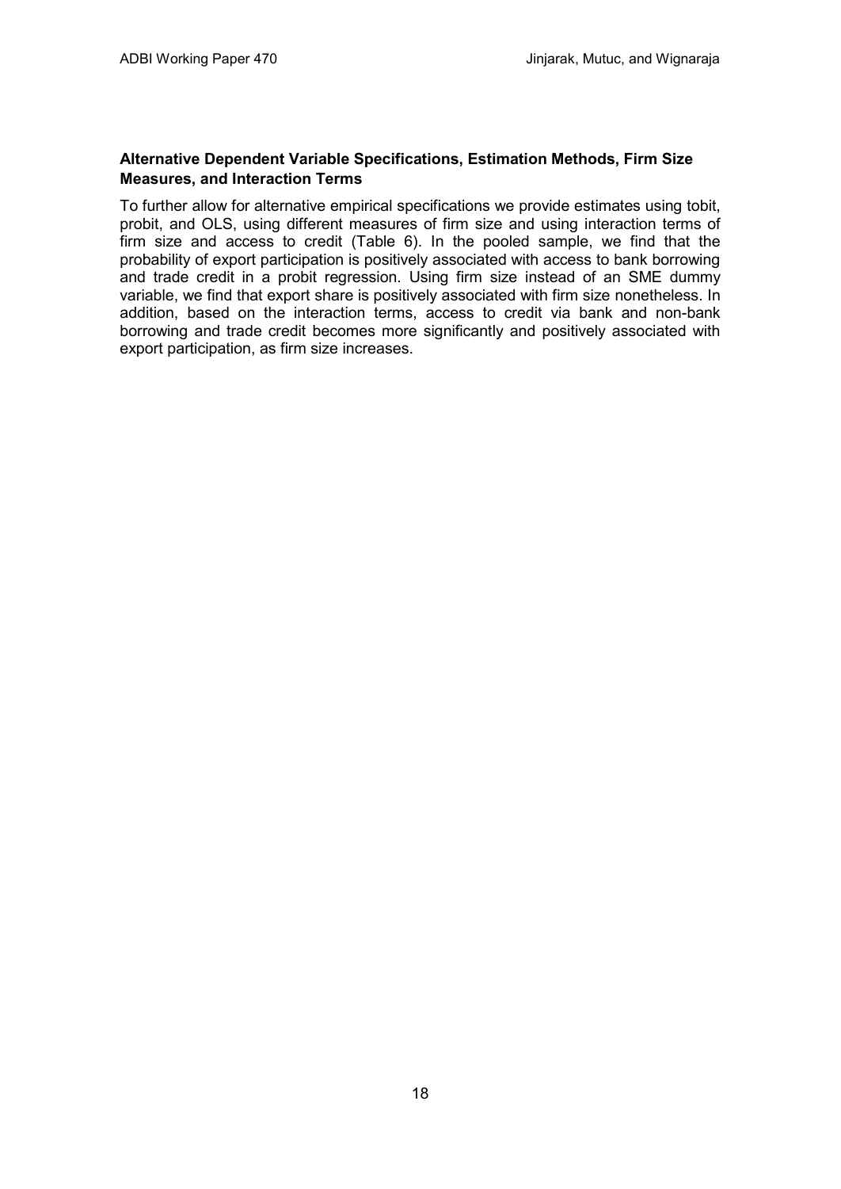**Alternative Dependent Variable Specifications, Estimation Methods, Firm Size Measures, and Interaction Terms**

To further allow for alternative empirical specifications we provide estimates using tobit, probit, and OLS, using different measures of firm size and using interaction terms of firm size and access to credit (Table 6). In the pooled sample, we find that the probability of export participation is positively associated with access to bank borrowing and trade credit in a probit regression. Using firm size instead of an SME dummy variable, we find that export share is positively associated with firm size nonetheless. In addition, based on the interaction terms, access to credit via bank and non-bank borrowing and trade credit becomes more significantly and positively associated with export participation, as firm size increases.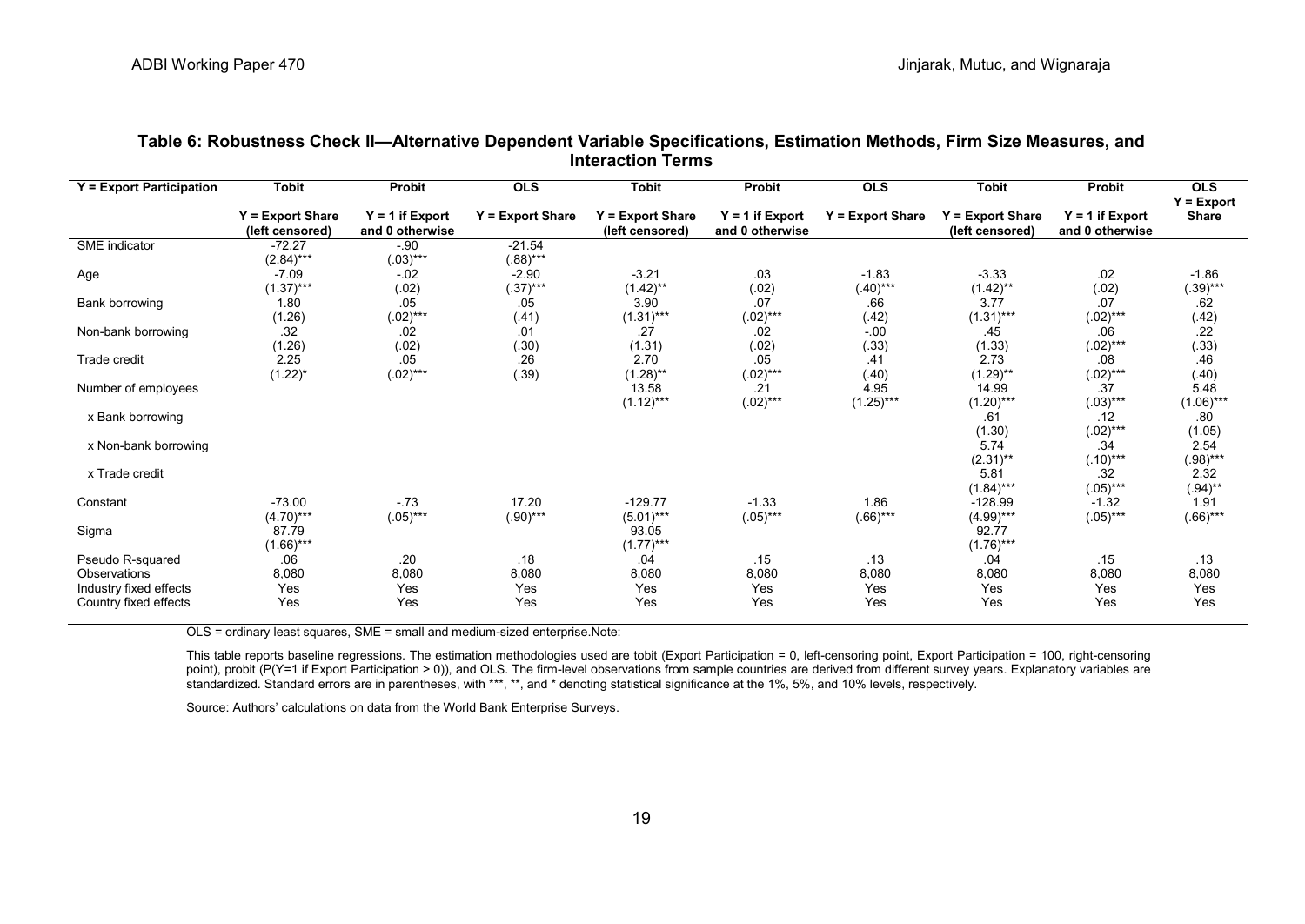**Table 6: Robustness Check II—Alternative Dependent Variable Specifications, Estimation Methods, Firm Size Measures, and Interaction Terms**

| Y = Export Participation | Tobit | Probit | OLS | Tobit | Probit | OLS | Tobit | Probit | OLS |
|---|---|---|---|---|---|---|---|---|---|
| | Y = Export Share (left censored) | Y = 1 if Export and 0 otherwise | Y = Export Share | Y = Export Share (left censored) | Y = 1 if Export and 0 otherwise | Y = Export Share | Y = Export Share (left censored) | Y = 1 if Export and 0 otherwise | Y = Export Share |
| SME indicator | -72.27 | -.90 | -21.54 | | | | | | |
| | (2.84)*** | (.03)*** | (.88)*** | | | | | | |
| Age | -7.09 | -.02 | -2.90 | -3.21 | .03 | -1.83 | -3.33 | .02 | -1.86 |
| | (1.37)*** | (.02) | (.37)*** | (1.42)** | (.02) | (.40)*** | (1.42)** | (.02) | (.39)*** |
| Bank borrowing | 1.80 | .05 | .05 | 3.90 | .07 | .66 | 3.77 | .07 | .62 |
| | (1.26) | (.02)*** | (.41) | (1.31)*** | (.02)*** | (.42) | (1.31)*** | (.02)*** | (.42) |
| Non-bank borrowing | .32 | .02 | .01 | .27 | .02 | -.00 | .45 | .06 | .22 |
| | (1.26) | (.02) | (.30) | (1.31) | (.02) | (.33) | (1.33) | (.02)*** | (.33) |
| Trade credit | 2.25 | .05 | .26 | 2.70 | .05 | .41 | 2.73 | .08 | .46 |
| | (1.22)* | (.02)*** | (.39) | (1.28)** | (.02)*** | (.40) | (1.29)** | (.02)*** | (.40) |
| Number of employees | | | | 13.58 | .21 | 4.95 | 14.99 | .37 | 5.48 |
| | | | | (1.12)*** | (.02)*** | (1.25)*** | (1.20)*** | (.03)*** | (1.06)*** |
| x Bank borrowing | | | | | | | .61 | .12 | .80 |
| | | | | | | | (1.30) | (.02)*** | (1.05) |
| x Non-bank borrowing | | | | | | | 5.74 | .34 | 2.54 |
| | | | | | | | (2.31)** | (.10)*** | (.98)*** |
| x Trade credit | | | | | | | 5.81 | .32 | 2.32 |
| | | | | | | | (1.84)*** | (.05)*** | (.94)** |
| Constant | -73.00 | -.73 | 17.20 | -129.77 | -1.33 | 1.86 | -128.99 | -1.32 | 1.91 |
| | (4.70)*** | (.05)*** | (.90)*** | (5.01)*** | (.05)*** | (.66)*** | (4.99)*** | (.05)*** | (.66)*** |
| Sigma | 87.79 | | | 93.05 | | | 92.77 | | |
| | (1.66)*** | | | (1.77)*** | | | (1.76)*** | | |
| Pseudo R-squared | .06 | .20 | .18 | .04 | .15 | .13 | .04 | .15 | .13 |
| Observations | 8,080 | 8,080 | 8,080 | 8,080 | 8,080 | 8,080 | 8,080 | 8,080 | 8,080 |
| Industry fixed effects | Yes | Yes | Yes | Yes | Yes | Yes | Yes | Yes | Yes |
| Country fixed effects | Yes | Yes | Yes | Yes | Yes | Yes | Yes | Yes | Yes |

OLS = ordinary least squares, SME = small and medium-sized enterprise.Note:

This table reports baseline regressions. The estimation methodologies used are tobit (Export Participation = 0, left-censoring point, Export Participation = 100, right-censoring point), probit (P(Y=1 if Export Participation > 0)), and OLS. The firm-level observations from sample countries are derived from different survey years. Explanatory variables are standardized. Standard errors are in parentheses, with ***, **, and * denoting statistical significance at the 1%, 5%, and 10% levels, respectively.

Source: Authors' calculations on data from the World Bank Enterprise Surveys.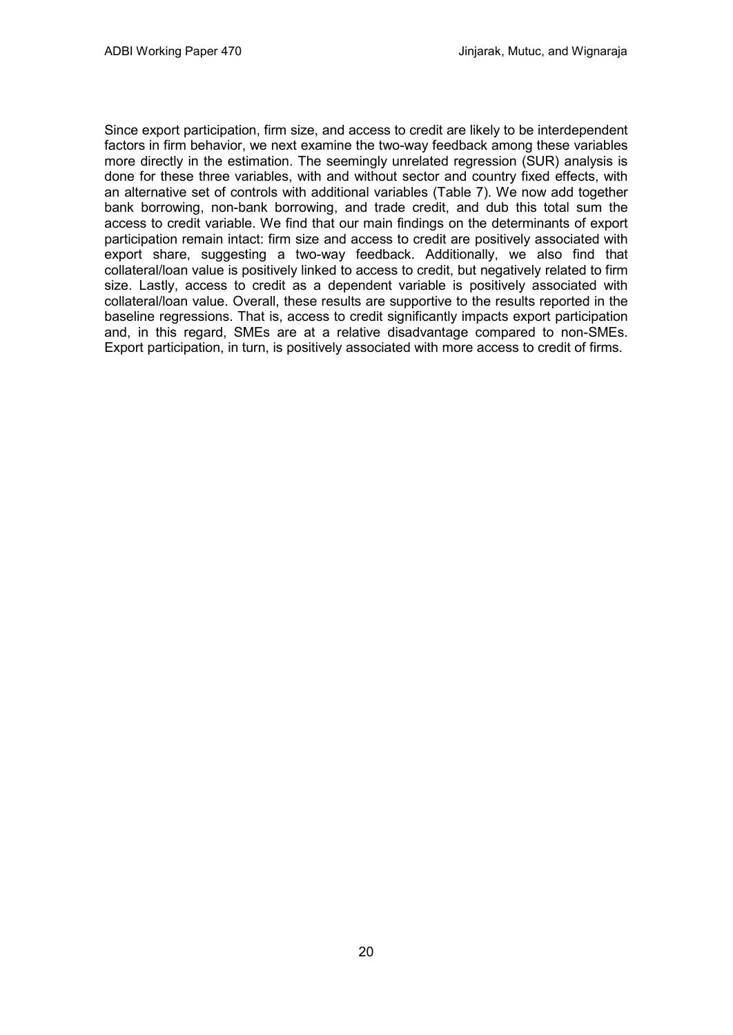Since export participation, firm size, and access to credit are likely to be interdependent factors in firm behavior, we next examine the two-way feedback among these variables more directly in the estimation. The seemingly unrelated regression (SUR) analysis is done for these three variables, with and without sector and country fixed effects, with an alternative set of controls with additional variables (Table 7). We now add together bank borrowing, non-bank borrowing, and trade credit, and dub this total sum the access to credit variable. We find that our main findings on the determinants of export participation remain intact: firm size and access to credit are positively associated with export share, suggesting a two-way feedback. Additionally, we also find that collateral/loan value is positively linked to access to credit, but negatively related to firm size. Lastly, access to credit as a dependent variable is positively associated with collateral/loan value. Overall, these results are supportive to the results reported in the baseline regressions. That is, access to credit significantly impacts export participation and, in this regard, SMEs are at a relative disadvantage compared to non-SMEs. Export participation, in turn, is positively associated with more access to credit of firms.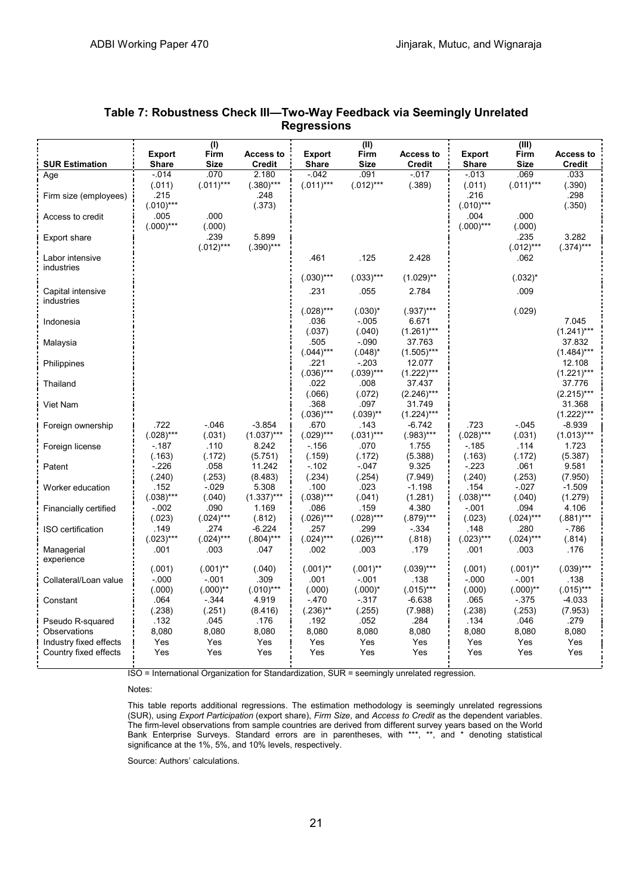## Table 7: Robustness Check III—Two-Way Feedback via Seemingly Unrelated Regressions

| | (I) | | | (II) | | | (III) | | |
|---|---|---|---|---|---|---|---|---|---|
| **SUR Estimation** | **Export Share** | **Firm Size** | **Access to Credit** | **Export Share** | **Firm Size** | **Access to Credit** | **Export Share** | **Firm Size** | **Access to Credit** |
| Age | -.014 | .070 | 2.180 | -.042 | .091 | -.017 | -.013 | .069 | .033 |
| | (.011) | (.011)*** | (.380)*** | (.011)*** | (.012)*** | (.389) | (.011) | (.011)*** | (.390) |
| Firm size (employees) | .215 | | .248 | | | | .216 | | .298 |
| | (.010)*** | | (.373) | | | | (.010)*** | | (.350) |
| Access to credit | .005 | .000 | | | | | .004 | .000 | |
| | (.000)*** | (.000) | | | | | (.000)*** | (.000) | |
| Export share | | .239 | 5.899 | | | | | .235 | 3.282 |
| | | (.012)*** | (.390)*** | | | | | (.012)*** | (.374)*** |
| Labor intensive industries | | | | .461 | .125 | 2.428 | | .062 | |
| | | | | (.030)*** | (.033)*** | (1.029)** | | (.032)* | |
| Capital intensive industries | | | | .231 | .055 | 2.784 | | .009 | |
| | | | | (.028)*** | (.030)* | (.937)*** | | (.029) | |
| Indonesia | | | | .036 | -.005 | 6.671 | | | 7.045 |
| | | | | (.037) | (.040) | (1.261)*** | | | (1.241)*** |
| Malaysia | | | | .505 | -.090 | 37.763 | | | 37.832 |
| | | | | (.044)*** | (.048)* | (1.505)*** | | | (1.484)*** |
| Philippines | | | | .221 | -.203 | 12.077 | | | 12.108 |
| | | | | (.036)*** | (.039)*** | (1.222)*** | | | (1.221)*** |
| Thailand | | | | .022 | .008 | 37.437 | | | 37.776 |
| | | | | (.066) | (.072) | (2.246)*** | | | (2.215)*** |
| Viet Nam | | | | .368 | .097 | 31.749 | | | 31.368 |
| | | | | (.036)*** | (.039)** | (1.224)*** | | | (1.222)*** |
| Foreign ownership | .722 | -.046 | -3.854 | .670 | .143 | -6.742 | .723 | -.045 | -8.939 |
| | (.028)*** | (.031) | (1.037)*** | (.029)*** | (.031)*** | (.983)*** | (.028)*** | (.031) | (1.013)*** |
| Foreign license | -.187 | .110 | 8.242 | -.156 | .070 | 1.755 | -.185 | .114 | 1.723 |
| | (.163) | (.172) | (5.751) | (.159) | (.172) | (5.388) | (.163) | (.172) | (5.387) |
| Patent | -.226 | .058 | 11.242 | -.102 | -.047 | 9.325 | -.223 | .061 | 9.581 |
| | (.240) | (.253) | (8.483) | (.234) | (.254) | (7.949) | (.240) | (.253) | (7.950) |
| Worker education | .152 | -.029 | 5.308 | .100 | .023 | -1.198 | .154 | -.027 | -1.509 |
| | (.038)*** | (.040) | (1.337)*** | (.038)*** | (.041) | (1.281) | (.038)*** | (.040) | (1.279) |
| Financially certified | -.002 | .090 | 1.169 | .086 | .159 | 4.380 | -.001 | .094 | 4.106 |
| | (.023) | (.024)*** | (.812) | (.026)*** | (.028)*** | (.879)*** | (.023) | (.024)*** | (.881)*** |
| ISO certification | .149 | .274 | -6.224 | .257 | .299 | -.334 | .148 | .280 | -.786 |
| | (.023)*** | (.024)*** | (.804)*** | (.024)*** | (.026)*** | (.818) | (.023)*** | (.024)*** | (.814) |
| Managerial experience | .001 | .003 | .047 | .002 | .003 | .179 | .001 | .003 | .176 |
| | (.001) | (.001)** | (.040) | (.001)** | (.001)** | (.039)*** | (.001) | (.001)** | (.039)*** |
| Collateral/Loan value | -.000 | -.001 | .309 | .001 | -.001 | .138 | -.000 | -.001 | .138 |
| | (.000) | (.000)** | (.010)*** | (.000) | (.000)* | (.015)*** | (.000) | (.000)** | (.015)*** |
| Constant | .064 | -.344 | 4.919 | -.470 | -.317 | -6.638 | .065 | -.375 | -4.033 |
| | (.238) | (.251) | (8.416) | (.236)** | (.255) | (7.988) | (.238) | (.253) | (7.953) |
| Pseudo R-squared | .132 | .045 | .176 | .192 | .052 | .284 | .134 | .046 | .279 |
| Observations | 8,080 | 8,080 | 8,080 | 8,080 | 8,080 | 8,080 | 8,080 | 8,080 | 8,080 |
| Industry fixed effects | Yes | Yes | Yes | Yes | Yes | Yes | Yes | Yes | Yes |
| Country fixed effects | Yes | Yes | Yes | Yes | Yes | Yes | Yes | Yes | Yes |

ISO = International Organization for Standardization, SUR = seemingly unrelated regression.

Notes:

This table reports additional regressions. The estimation methodology is seemingly unrelated regressions (SUR), using *Export Participation* (export share), *Firm Size*, and *Access to Credit* as the dependent variables. The firm-level observations from sample countries are derived from different survey years based on the World Bank Enterprise Surveys. Standard errors are in parentheses, with ***, **, and * denoting statistical significance at the 1%, 5%, and 10% levels, respectively.

Source: Authors' calculations.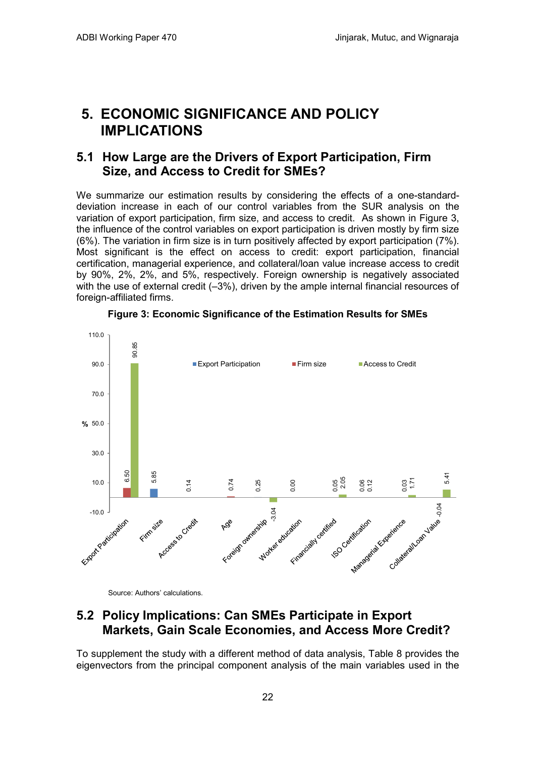# 5. ECONOMIC SIGNIFICANCE AND POLICY IMPLICATIONS

## 5.1 How Large are the Drivers of Export Participation, Firm Size, and Access to Credit for SMEs?

We summarize our estimation results by considering the effects of a one-standard-deviation increase in each of our control variables from the SUR analysis on the variation of export participation, firm size, and access to credit. As shown in Figure 3, the influence of the control variables on export participation is driven mostly by firm size (6%). The variation in firm size is in turn positively affected by export participation (7%). Most significant is the effect on access to credit: export participation, financial certification, managerial experience, and collateral/loan value increase access to credit by 90%, 2%, 2%, and 5%, respectively. Foreign ownership is negatively associated with the use of external credit (–3%), driven by the ample internal financial resources of foreign-affiliated firms.

**Figure 3: Economic Significance of the Estimation Results for SMEs**

| Variable | Export Participation | Firm size | Access to Credit |
|---|---|---|---|
| Export Participation | | 6.50 | 90.85 |
| Firm size | 5.85 | | |
| Access to Credit | 0.14 | | |
| Age | | 0.74 | |
| Foreign ownership | | 0.25 | -3.04 |
| Worker education | | 0.00 | |
| Financially certified | | 0.05 | 2.05 |
| ISO Certification | | 0.06 | 0.12 |
| Managerial Experience | | 0.03 | 1.71 |
| Collateral/Loan Value | | -0.04 | 5.41 |

Source: Authors' calculations.

## 5.2 Policy Implications: Can SMEs Participate in Export Markets, Gain Scale Economies, and Access More Credit?

To supplement the study with a different method of data analysis, Table 8 provides the eigenvectors from the principal component analysis of the main variables used in the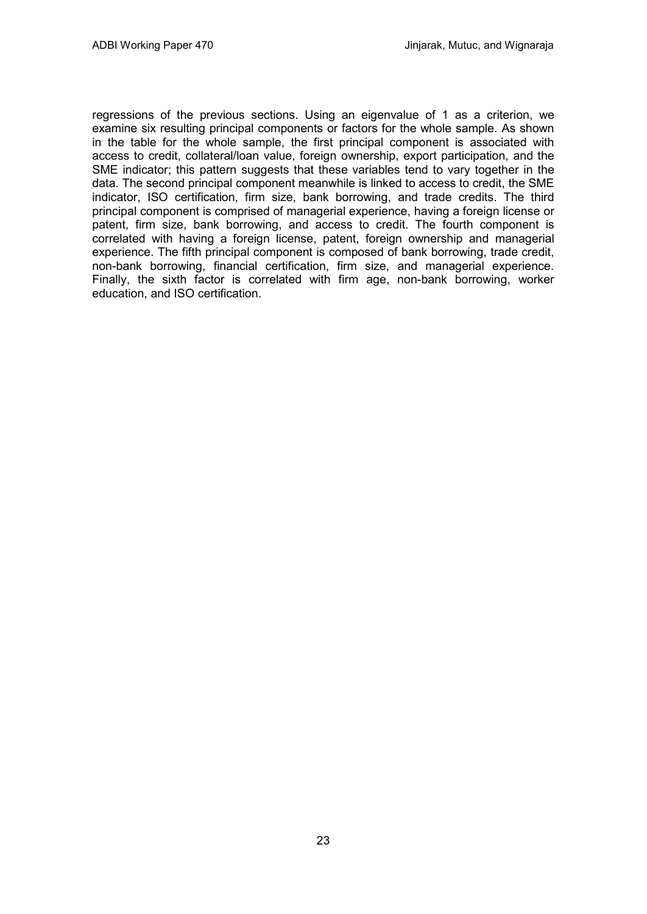regressions of the previous sections. Using an eigenvalue of 1 as a criterion, we examine six resulting principal components or factors for the whole sample. As shown in the table for the whole sample, the first principal component is associated with access to credit, collateral/loan value, foreign ownership, export participation, and the SME indicator; this pattern suggests that these variables tend to vary together in the data. The second principal component meanwhile is linked to access to credit, the SME indicator, ISO certification, firm size, bank borrowing, and trade credits. The third principal component is comprised of managerial experience, having a foreign license or patent, firm size, bank borrowing, and access to credit. The fourth component is correlated with having a foreign license, patent, foreign ownership and managerial experience. The fifth principal component is composed of bank borrowing, trade credit, non-bank borrowing, financial certification, firm size, and managerial experience. Finally, the sixth factor is correlated with firm age, non-bank borrowing, worker education, and ISO certification.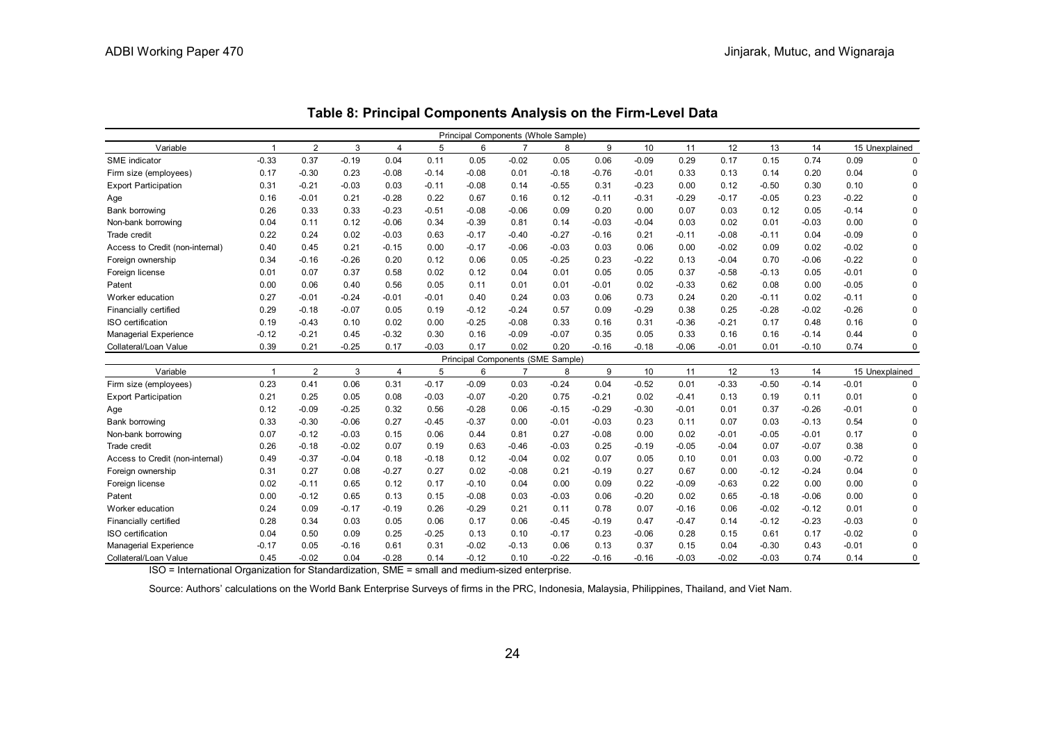## Table 8: Principal Components Analysis on the Firm-Level Data

| Principal Components (Whole Sample) | | | | | | | | | | | | | | | | |
|---|---|---|---|---|---|---|---|---|---|---|---|---|---|---|---|---|
| Variable | 1 | 2 | 3 | 4 | 5 | 6 | 7 | 8 | 9 | 10 | 11 | 12 | 13 | 14 | 15 | Unexplained |
| SME indicator | -0.33 | 0.37 | -0.19 | 0.04 | 0.11 | 0.05 | -0.02 | 0.05 | 0.06 | -0.09 | 0.29 | 0.17 | 0.15 | 0.74 | 0.09 | 0 |
| Firm size (employees) | 0.17 | -0.30 | 0.23 | -0.08 | -0.14 | -0.08 | 0.01 | -0.18 | -0.76 | -0.01 | 0.33 | 0.13 | 0.14 | 0.20 | 0.04 | 0 |
| Export Participation | 0.31 | -0.21 | -0.03 | 0.03 | -0.11 | -0.08 | 0.14 | -0.55 | 0.31 | -0.23 | 0.00 | 0.12 | -0.50 | 0.30 | 0.10 | 0 |
| Age | 0.16 | -0.01 | 0.21 | -0.28 | 0.22 | 0.67 | 0.16 | 0.12 | -0.11 | -0.31 | -0.29 | -0.17 | -0.05 | 0.23 | -0.22 | 0 |
| Bank borrowing | 0.26 | 0.33 | 0.33 | -0.23 | -0.51 | -0.08 | -0.06 | 0.09 | 0.20 | 0.00 | 0.07 | 0.03 | 0.12 | 0.05 | -0.14 | 0 |
| Non-bank borrowing | 0.04 | 0.11 | 0.12 | -0.06 | 0.34 | -0.39 | 0.81 | 0.14 | -0.03 | -0.04 | 0.03 | 0.02 | 0.01 | -0.03 | 0.00 | 0 |
| Trade credit | 0.22 | 0.24 | 0.02 | -0.03 | 0.63 | -0.17 | -0.40 | -0.27 | -0.16 | 0.21 | -0.11 | -0.08 | -0.11 | 0.04 | -0.09 | 0 |
| Access to Credit (non-internal) | 0.40 | 0.45 | 0.21 | -0.15 | 0.00 | -0.17 | -0.06 | -0.03 | 0.03 | 0.06 | 0.00 | -0.02 | 0.09 | 0.02 | -0.02 | 0 |
| Foreign ownership | 0.34 | -0.16 | -0.26 | 0.20 | 0.12 | 0.06 | 0.05 | -0.25 | 0.23 | -0.22 | 0.13 | -0.04 | 0.70 | -0.06 | -0.22 | 0 |
| Foreign license | 0.01 | 0.07 | 0.37 | 0.58 | 0.02 | 0.12 | 0.04 | 0.01 | 0.05 | 0.05 | 0.37 | -0.58 | -0.13 | 0.05 | -0.01 | 0 |
| Patent | 0.00 | 0.06 | 0.40 | 0.56 | 0.05 | 0.11 | 0.01 | 0.01 | -0.01 | 0.02 | -0.33 | 0.62 | 0.08 | 0.00 | -0.05 | 0 |
| Worker education | 0.27 | -0.01 | -0.24 | -0.01 | -0.01 | 0.40 | 0.24 | 0.03 | 0.06 | 0.73 | 0.24 | 0.20 | -0.11 | 0.02 | -0.11 | 0 |
| Financially certified | 0.29 | -0.18 | -0.07 | 0.05 | 0.19 | -0.12 | -0.24 | 0.57 | 0.09 | -0.29 | 0.38 | 0.25 | -0.28 | -0.02 | -0.26 | 0 |
| ISO certification | 0.19 | -0.43 | 0.10 | 0.02 | 0.00 | -0.25 | -0.08 | 0.33 | 0.16 | 0.31 | -0.36 | -0.21 | 0.17 | 0.48 | 0.16 | 0 |
| Managerial Experience | -0.12 | -0.21 | 0.45 | -0.32 | 0.30 | 0.16 | -0.09 | -0.07 | 0.35 | 0.05 | 0.33 | 0.16 | 0.16 | -0.14 | 0.44 | 0 |
| Collateral/Loan Value | 0.39 | 0.21 | -0.25 | 0.17 | -0.03 | 0.17 | 0.02 | 0.20 | -0.16 | -0.18 | -0.06 | -0.01 | 0.01 | -0.10 | 0.74 | 0 |
| **Principal Components (SME Sample)** | | | | | | | | | | | | | | | | |
| Variable | 1 | 2 | 3 | 4 | 5 | 6 | 7 | 8 | 9 | 10 | 11 | 12 | 13 | 14 | 15 | Unexplained |
| Firm size (employees) | 0.23 | 0.41 | 0.06 | 0.31 | -0.17 | -0.09 | 0.03 | -0.24 | 0.04 | -0.52 | 0.01 | -0.33 | -0.50 | -0.14 | -0.01 | 0 |
| Export Participation | 0.21 | 0.25 | 0.05 | 0.08 | -0.03 | -0.07 | -0.20 | 0.75 | -0.21 | 0.02 | -0.41 | 0.13 | 0.19 | 0.11 | 0.01 | 0 |
| Age | 0.12 | -0.09 | -0.25 | 0.32 | 0.56 | -0.28 | 0.06 | -0.15 | -0.29 | -0.30 | -0.01 | 0.01 | 0.37 | -0.26 | -0.01 | 0 |
| Bank borrowing | 0.33 | -0.30 | -0.06 | 0.27 | -0.45 | -0.37 | 0.00 | -0.01 | -0.03 | 0.23 | 0.11 | 0.07 | 0.03 | -0.13 | 0.54 | 0 |
| Non-bank borrowing | 0.07 | -0.12 | -0.03 | 0.15 | 0.06 | 0.44 | 0.81 | 0.27 | -0.08 | 0.00 | 0.02 | -0.01 | -0.05 | -0.01 | 0.17 | 0 |
| Trade credit | 0.26 | -0.18 | -0.02 | 0.07 | 0.19 | 0.63 | -0.46 | -0.03 | 0.25 | -0.19 | -0.05 | -0.04 | 0.07 | -0.07 | 0.38 | 0 |
| Access to Credit (non-internal) | 0.49 | -0.37 | -0.04 | 0.18 | -0.18 | 0.12 | -0.04 | 0.02 | 0.07 | 0.05 | 0.10 | 0.01 | 0.03 | 0.00 | -0.72 | 0 |
| Foreign ownership | 0.31 | 0.27 | 0.08 | -0.27 | 0.27 | 0.02 | -0.08 | 0.21 | -0.19 | 0.27 | 0.67 | 0.00 | -0.12 | -0.24 | 0.04 | 0 |
| Foreign license | 0.02 | -0.11 | 0.65 | 0.12 | 0.17 | -0.10 | 0.04 | 0.00 | 0.09 | 0.22 | -0.09 | -0.63 | 0.22 | 0.00 | 0.00 | 0 |
| Patent | 0.00 | -0.12 | 0.65 | 0.13 | 0.15 | -0.08 | 0.03 | -0.03 | 0.06 | -0.20 | 0.02 | 0.65 | -0.18 | -0.06 | 0.00 | 0 |
| Worker education | 0.24 | 0.09 | -0.17 | -0.19 | 0.26 | -0.29 | 0.21 | 0.11 | 0.78 | 0.07 | -0.16 | 0.06 | -0.02 | -0.12 | 0.01 | 0 |
| Financially certified | 0.28 | 0.34 | 0.03 | 0.05 | 0.06 | 0.17 | 0.06 | -0.45 | -0.19 | 0.47 | -0.47 | 0.14 | -0.12 | -0.23 | -0.03 | 0 |
| ISO certification | 0.04 | 0.50 | 0.09 | 0.25 | -0.25 | 0.13 | 0.10 | -0.17 | 0.23 | -0.06 | 0.28 | 0.15 | 0.61 | 0.17 | -0.02 | 0 |
| Managerial Experience | -0.17 | 0.05 | -0.16 | 0.61 | 0.31 | -0.02 | -0.13 | 0.06 | 0.13 | 0.37 | 0.15 | 0.04 | -0.30 | 0.43 | -0.01 | 0 |
| Collateral/Loan Value | 0.45 | -0.02 | 0.04 | -0.28 | 0.14 | -0.12 | 0.10 | -0.22 | -0.16 | -0.16 | -0.03 | -0.02 | -0.03 | 0.74 | 0.14 | 0 |

ISO = International Organization for Standardization, SME = small and medium-sized enterprise.

Source: Authors' calculations on the World Bank Enterprise Surveys of firms in the PRC, Indonesia, Malaysia, Philippines, Thailand, and Viet Nam.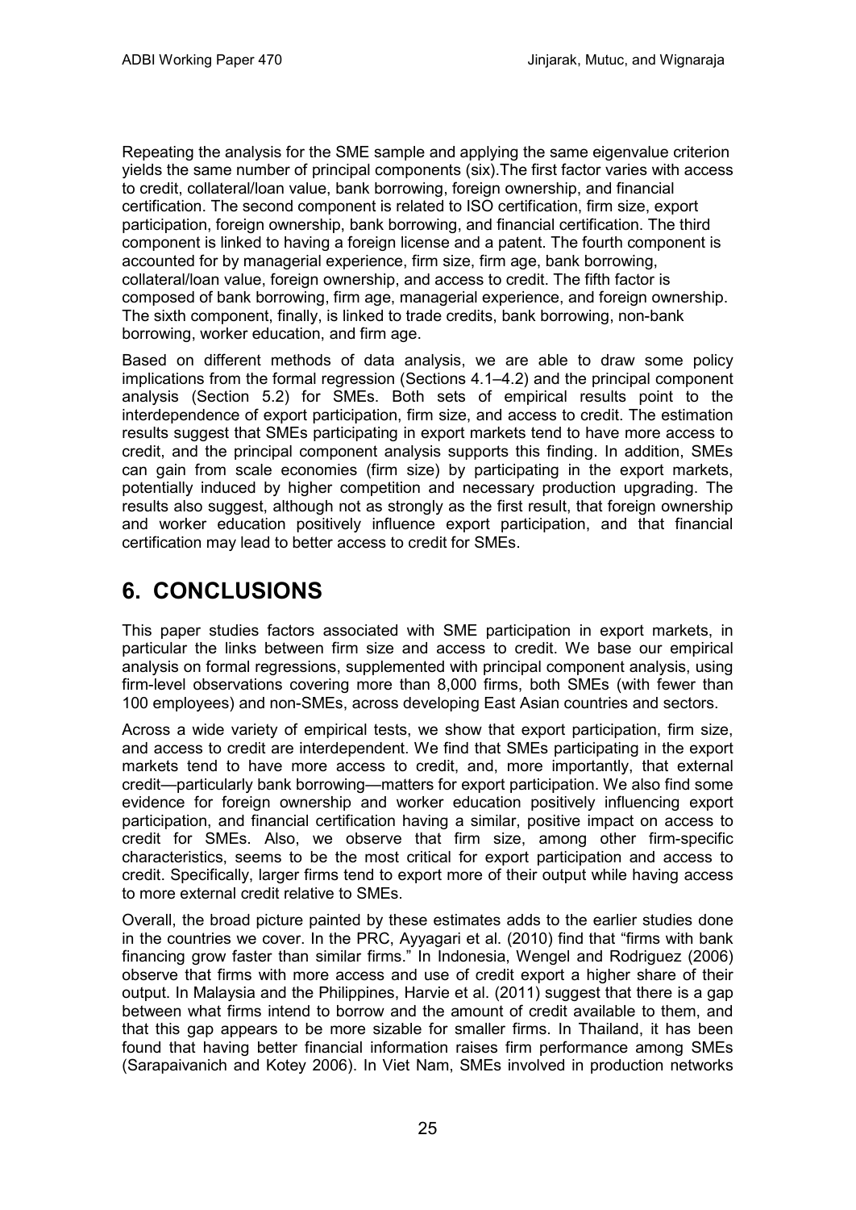Repeating the analysis for the SME sample and applying the same eigenvalue criterion yields the same number of principal components (six).The first factor varies with access to credit, collateral/loan value, bank borrowing, foreign ownership, and financial certification. The second component is related to ISO certification, firm size, export participation, foreign ownership, bank borrowing, and financial certification. The third component is linked to having a foreign license and a patent. The fourth component is accounted for by managerial experience, firm size, firm age, bank borrowing, collateral/loan value, foreign ownership, and access to credit. The fifth factor is composed of bank borrowing, firm age, managerial experience, and foreign ownership. The sixth component, finally, is linked to trade credits, bank borrowing, non-bank borrowing, worker education, and firm age.

Based on different methods of data analysis, we are able to draw some policy implications from the formal regression (Sections 4.1–4.2) and the principal component analysis (Section 5.2) for SMEs. Both sets of empirical results point to the interdependence of export participation, firm size, and access to credit. The estimation results suggest that SMEs participating in export markets tend to have more access to credit, and the principal component analysis supports this finding. In addition, SMEs can gain from scale economies (firm size) by participating in the export markets, potentially induced by higher competition and necessary production upgrading. The results also suggest, although not as strongly as the first result, that foreign ownership and worker education positively influence export participation, and that financial certification may lead to better access to credit for SMEs.

# 6. CONCLUSIONS

This paper studies factors associated with SME participation in export markets, in particular the links between firm size and access to credit. We base our empirical analysis on formal regressions, supplemented with principal component analysis, using firm-level observations covering more than 8,000 firms, both SMEs (with fewer than 100 employees) and non-SMEs, across developing East Asian countries and sectors.

Across a wide variety of empirical tests, we show that export participation, firm size, and access to credit are interdependent. We find that SMEs participating in the export markets tend to have more access to credit, and, more importantly, that external credit—particularly bank borrowing—matters for export participation. We also find some evidence for foreign ownership and worker education positively influencing export participation, and financial certification having a similar, positive impact on access to credit for SMEs. Also, we observe that firm size, among other firm-specific characteristics, seems to be the most critical for export participation and access to credit. Specifically, larger firms tend to export more of their output while having access to more external credit relative to SMEs.

Overall, the broad picture painted by these estimates adds to the earlier studies done in the countries we cover. In the PRC, Ayyagari et al. (2010) find that "firms with bank financing grow faster than similar firms." In Indonesia, Wengel and Rodriguez (2006) observe that firms with more access and use of credit export a higher share of their output. In Malaysia and the Philippines, Harvie et al. (2011) suggest that there is a gap between what firms intend to borrow and the amount of credit available to them, and that this gap appears to be more sizable for smaller firms. In Thailand, it has been found that having better financial information raises firm performance among SMEs (Sarapaivanich and Kotey 2006). In Viet Nam, SMEs involved in production networks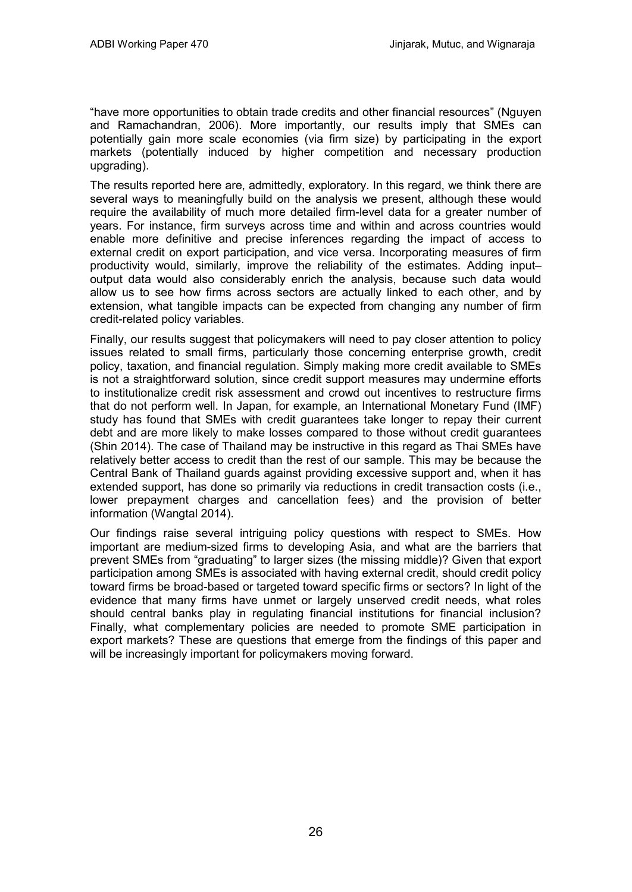"have more opportunities to obtain trade credits and other financial resources" (Nguyen and Ramachandran, 2006). More importantly, our results imply that SMEs can potentially gain more scale economies (via firm size) by participating in the export markets (potentially induced by higher competition and necessary production upgrading).

The results reported here are, admittedly, exploratory. In this regard, we think there are several ways to meaningfully build on the analysis we present, although these would require the availability of much more detailed firm-level data for a greater number of years. For instance, firm surveys across time and within and across countries would enable more definitive and precise inferences regarding the impact of access to external credit on export participation, and vice versa. Incorporating measures of firm productivity would, similarly, improve the reliability of the estimates. Adding input–output data would also considerably enrich the analysis, because such data would allow us to see how firms across sectors are actually linked to each other, and by extension, what tangible impacts can be expected from changing any number of firm credit-related policy variables.

Finally, our results suggest that policymakers will need to pay closer attention to policy issues related to small firms, particularly those concerning enterprise growth, credit policy, taxation, and financial regulation. Simply making more credit available to SMEs is not a straightforward solution, since credit support measures may undermine efforts to institutionalize credit risk assessment and crowd out incentives to restructure firms that do not perform well. In Japan, for example, an International Monetary Fund (IMF) study has found that SMEs with credit guarantees take longer to repay their current debt and are more likely to make losses compared to those without credit guarantees (Shin 2014). The case of Thailand may be instructive in this regard as Thai SMEs have relatively better access to credit than the rest of our sample. This may be because the Central Bank of Thailand guards against providing excessive support and, when it has extended support, has done so primarily via reductions in credit transaction costs (i.e., lower prepayment charges and cancellation fees) and the provision of better information (Wangtal 2014).

Our findings raise several intriguing policy questions with respect to SMEs. How important are medium-sized firms to developing Asia, and what are the barriers that prevent SMEs from "graduating" to larger sizes (the missing middle)? Given that export participation among SMEs is associated with having external credit, should credit policy toward firms be broad-based or targeted toward specific firms or sectors? In light of the evidence that many firms have unmet or largely unserved credit needs, what roles should central banks play in regulating financial institutions for financial inclusion? Finally, what complementary policies are needed to promote SME participation in export markets? These are questions that emerge from the findings of this paper and will be increasingly important for policymakers moving forward.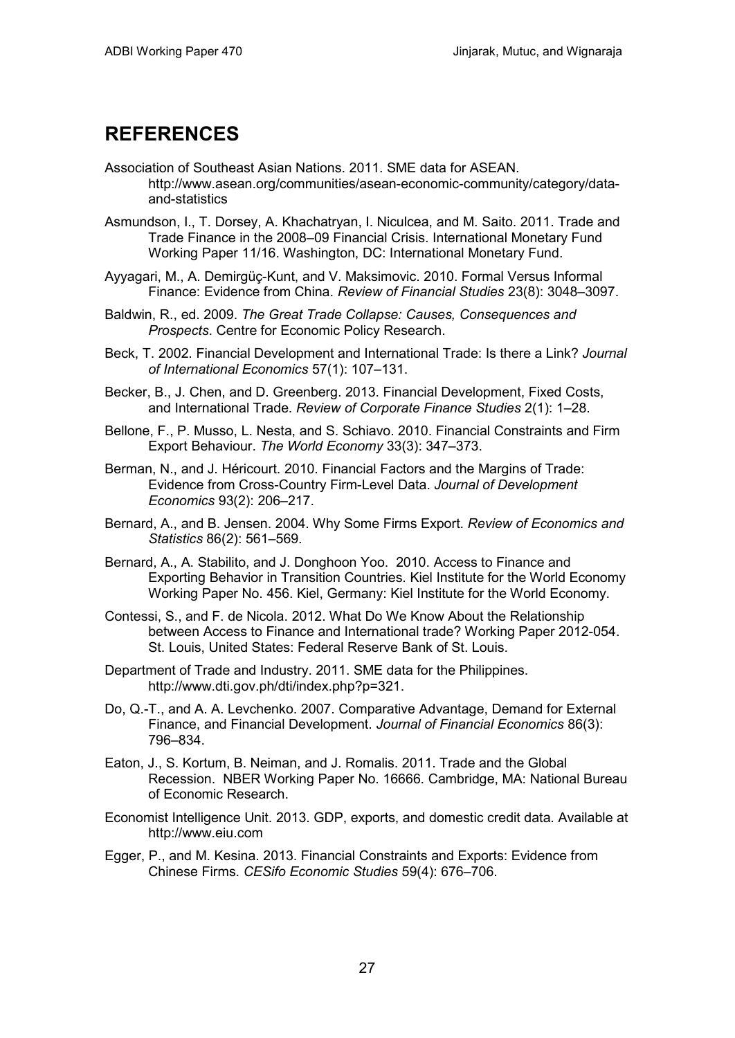## REFERENCES

Association of Southeast Asian Nations. 2011. SME data for ASEAN. http://www.asean.org/communities/asean-economic-community/category/data-and-statistics

Asmundson, I., T. Dorsey, A. Khachatryan, I. Niculcea, and M. Saito. 2011. Trade and Trade Finance in the 2008–09 Financial Crisis. International Monetary Fund Working Paper 11/16. Washington, DC: International Monetary Fund.

Ayyagari, M., A. Demirgüç-Kunt, and V. Maksimovic. 2010. Formal Versus Informal Finance: Evidence from China. *Review of Financial Studies* 23(8): 3048–3097.

Baldwin, R., ed. 2009. *The Great Trade Collapse: Causes, Consequences and Prospects*. Centre for Economic Policy Research.

Beck, T. 2002. Financial Development and International Trade: Is there a Link? *Journal of International Economics* 57(1): 107–131.

Becker, B., J. Chen, and D. Greenberg. 2013. Financial Development, Fixed Costs, and International Trade. *Review of Corporate Finance Studies* 2(1): 1–28.

Bellone, F., P. Musso, L. Nesta, and S. Schiavo. 2010. Financial Constraints and Firm Export Behaviour. *The World Economy* 33(3): 347–373.

Berman, N., and J. Héricourt. 2010. Financial Factors and the Margins of Trade: Evidence from Cross-Country Firm-Level Data. *Journal of Development Economics* 93(2): 206–217.

Bernard, A., and B. Jensen. 2004. Why Some Firms Export. *Review of Economics and Statistics* 86(2): 561–569.

Bernard, A., A. Stabilito, and J. Donghoon Yoo. 2010. Access to Finance and Exporting Behavior in Transition Countries. Kiel Institute for the World Economy Working Paper No. 456. Kiel, Germany: Kiel Institute for the World Economy.

Contessi, S., and F. de Nicola. 2012. What Do We Know About the Relationship between Access to Finance and International trade? Working Paper 2012-054. St. Louis, United States: Federal Reserve Bank of St. Louis.

Department of Trade and Industry. 2011. SME data for the Philippines. http://www.dti.gov.ph/dti/index.php?p=321.

Do, Q.-T., and A. A. Levchenko. 2007. Comparative Advantage, Demand for External Finance, and Financial Development. *Journal of Financial Economics* 86(3): 796–834.

Eaton, J., S. Kortum, B. Neiman, and J. Romalis. 2011. Trade and the Global Recession. NBER Working Paper No. 16666. Cambridge, MA: National Bureau of Economic Research.

Economist Intelligence Unit. 2013. GDP, exports, and domestic credit data. Available at http://www.eiu.com

Egger, P., and M. Kesina. 2013. Financial Constraints and Exports: Evidence from Chinese Firms. *CESifo Economic Studies* 59(4): 676–706.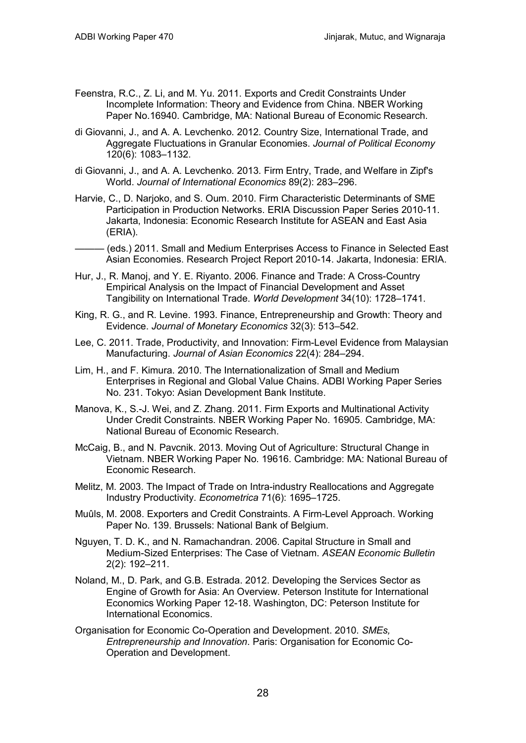Feenstra, R.C., Z. Li, and M. Yu. 2011. Exports and Credit Constraints Under Incomplete Information: Theory and Evidence from China. NBER Working Paper No.16940. Cambridge, MA: National Bureau of Economic Research.

di Giovanni, J., and A. A. Levchenko. 2012. Country Size, International Trade, and Aggregate Fluctuations in Granular Economies. *Journal of Political Economy* 120(6): 1083–1132.

di Giovanni, J., and A. A. Levchenko. 2013. Firm Entry, Trade, and Welfare in Zipf's World. *Journal of International Economics* 89(2): 283–296.

Harvie, C., D. Narjoko, and S. Oum. 2010. Firm Characteristic Determinants of SME Participation in Production Networks. ERIA Discussion Paper Series 2010-11. Jakarta, Indonesia: Economic Research Institute for ASEAN and East Asia (ERIA).

——— (eds.) 2011. Small and Medium Enterprises Access to Finance in Selected East Asian Economies. Research Project Report 2010-14. Jakarta, Indonesia: ERIA.

Hur, J., R. Manoj, and Y. E. Riyanto. 2006. Finance and Trade: A Cross-Country Empirical Analysis on the Impact of Financial Development and Asset Tangibility on International Trade. *World Development* 34(10): 1728–1741.

King, R. G., and R. Levine. 1993. Finance, Entrepreneurship and Growth: Theory and Evidence. *Journal of Monetary Economics* 32(3): 513–542.

Lee, C. 2011. Trade, Productivity, and Innovation: Firm-Level Evidence from Malaysian Manufacturing. *Journal of Asian Economics* 22(4): 284–294.

Lim, H., and F. Kimura. 2010. The Internationalization of Small and Medium Enterprises in Regional and Global Value Chains. ADBI Working Paper Series No. 231. Tokyo: Asian Development Bank Institute.

Manova, K., S.-J. Wei, and Z. Zhang. 2011. Firm Exports and Multinational Activity Under Credit Constraints. NBER Working Paper No. 16905. Cambridge, MA: National Bureau of Economic Research.

McCaig, B., and N. Pavcnik. 2013. Moving Out of Agriculture: Structural Change in Vietnam. NBER Working Paper No. 19616. Cambridge: MA: National Bureau of Economic Research.

Melitz, M. 2003. The Impact of Trade on Intra-industry Reallocations and Aggregate Industry Productivity. *Econometrica* 71(6): 1695–1725.

Muûls, M. 2008. Exporters and Credit Constraints. A Firm-Level Approach. Working Paper No. 139. Brussels: National Bank of Belgium.

Nguyen, T. D. K., and N. Ramachandran. 2006. Capital Structure in Small and Medium-Sized Enterprises: The Case of Vietnam. *ASEAN Economic Bulletin* 2(2): 192–211.

Noland, M., D. Park, and G.B. Estrada. 2012. Developing the Services Sector as Engine of Growth for Asia: An Overview. Peterson Institute for International Economics Working Paper 12-18. Washington, DC: Peterson Institute for International Economics.

Organisation for Economic Co-Operation and Development. 2010. *SMEs, Entrepreneurship and Innovation*. Paris: Organisation for Economic Co-Operation and Development.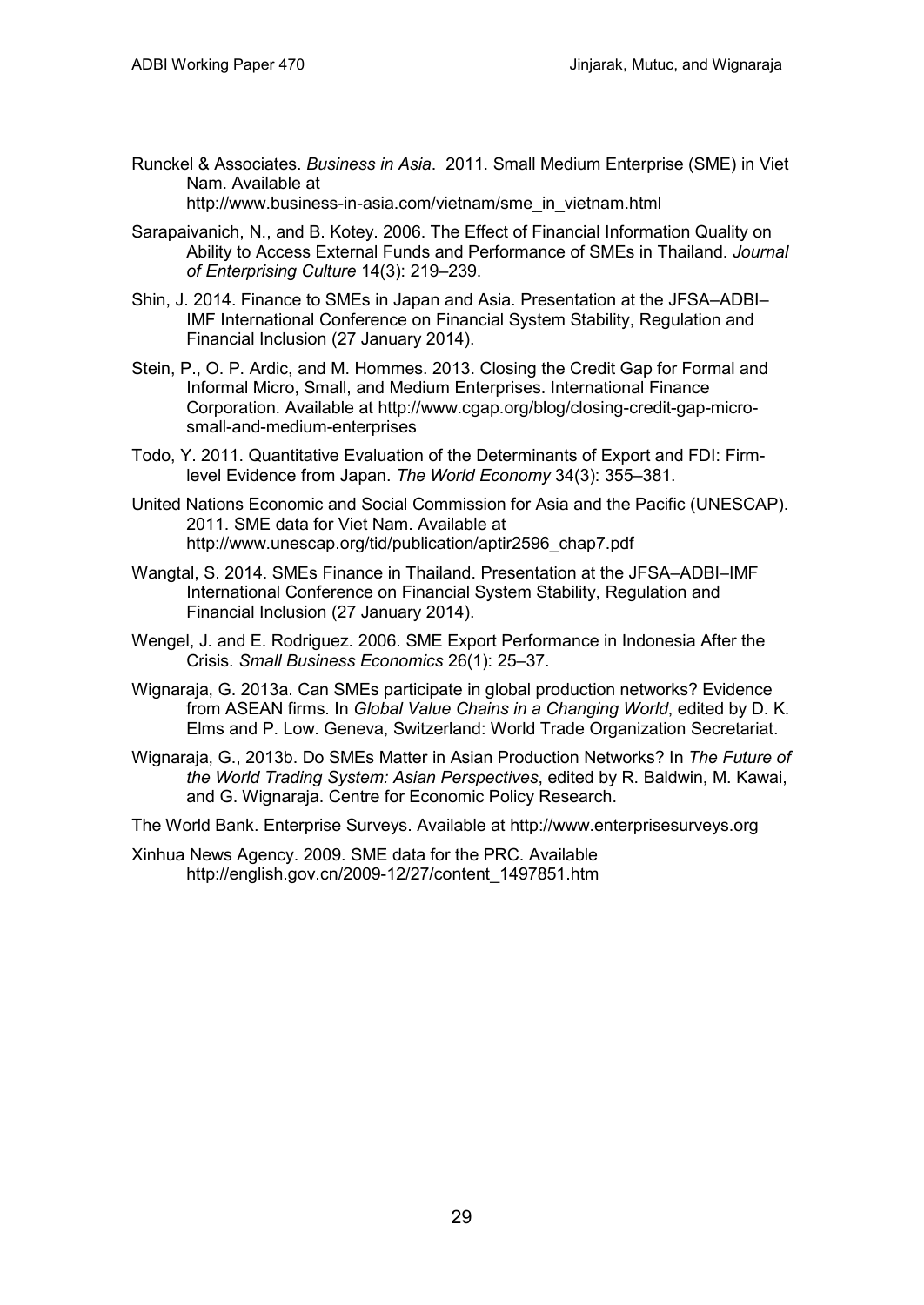Runckel & Associates. *Business in Asia*. 2011. Small Medium Enterprise (SME) in Viet Nam. Available at http://www.business-in-asia.com/vietnam/sme_in_vietnam.html

Sarapaivanich, N., and B. Kotey. 2006. The Effect of Financial Information Quality on Ability to Access External Funds and Performance of SMEs in Thailand. *Journal of Enterprising Culture* 14(3): 219–239.

Shin, J. 2014. Finance to SMEs in Japan and Asia. Presentation at the JFSA–ADBI–IMF International Conference on Financial System Stability, Regulation and Financial Inclusion (27 January 2014).

Stein, P., O. P. Ardic, and M. Hommes. 2013. Closing the Credit Gap for Formal and Informal Micro, Small, and Medium Enterprises. International Finance Corporation. Available at http://www.cgap.org/blog/closing-credit-gap-micro-small-and-medium-enterprises

Todo, Y. 2011. Quantitative Evaluation of the Determinants of Export and FDI: Firm-level Evidence from Japan. *The World Economy* 34(3): 355–381.

United Nations Economic and Social Commission for Asia and the Pacific (UNESCAP). 2011. SME data for Viet Nam. Available at http://www.unescap.org/tid/publication/aptir2596_chap7.pdf

Wangtal, S. 2014. SMEs Finance in Thailand. Presentation at the JFSA–ADBI–IMF International Conference on Financial System Stability, Regulation and Financial Inclusion (27 January 2014).

Wengel, J. and E. Rodriguez. 2006. SME Export Performance in Indonesia After the Crisis. *Small Business Economics* 26(1): 25–37.

Wignaraja, G. 2013a. Can SMEs participate in global production networks? Evidence from ASEAN firms. In *Global Value Chains in a Changing World*, edited by D. K. Elms and P. Low. Geneva, Switzerland: World Trade Organization Secretariat.

Wignaraja, G., 2013b. Do SMEs Matter in Asian Production Networks? In *The Future of the World Trading System: Asian Perspectives*, edited by R. Baldwin, M. Kawai, and G. Wignaraja. Centre for Economic Policy Research.

The World Bank. Enterprise Surveys. Available at http://www.enterprisesurveys.org

Xinhua News Agency. 2009. SME data for the PRC. Available http://english.gov.cn/2009-12/27/content_1497851.htm